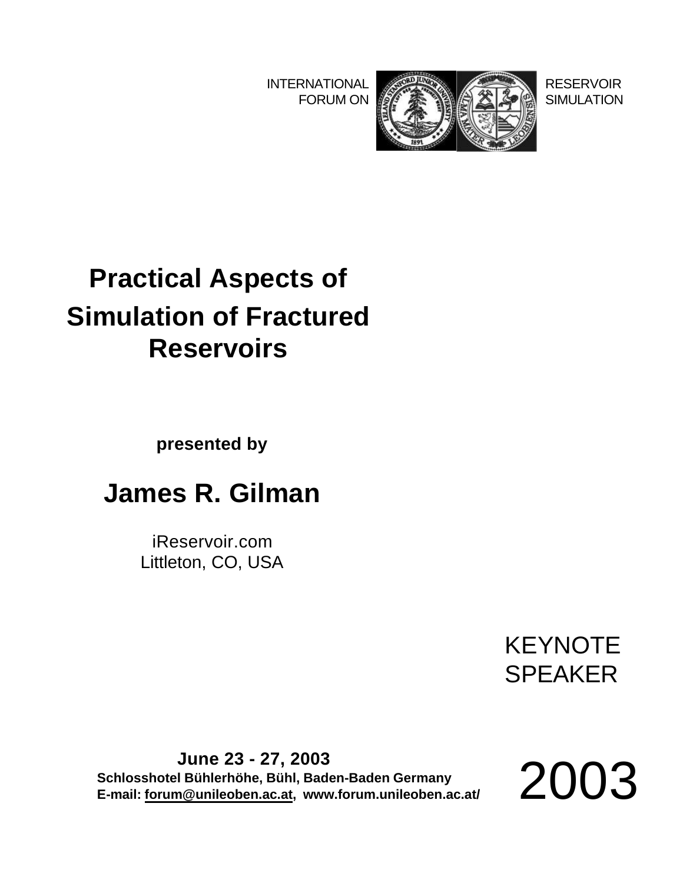INTERNATIONAL FORUM ON RESERVOIR SIMULATION

# Practical Aspects of Simulation of Fractured Reservoirs

**presented by**

## James R. Gilman

iReservoir.com
Littleton, CO, USA

KEYNOTE SPEAKER

**June 23 - 27, 2003**
**Schlosshotel Bühlerhöhe, Bühl, Baden-Baden Germany**
**E-mail: forum@unileoben.ac.at, www.forum.unileoben.ac.at/**

2003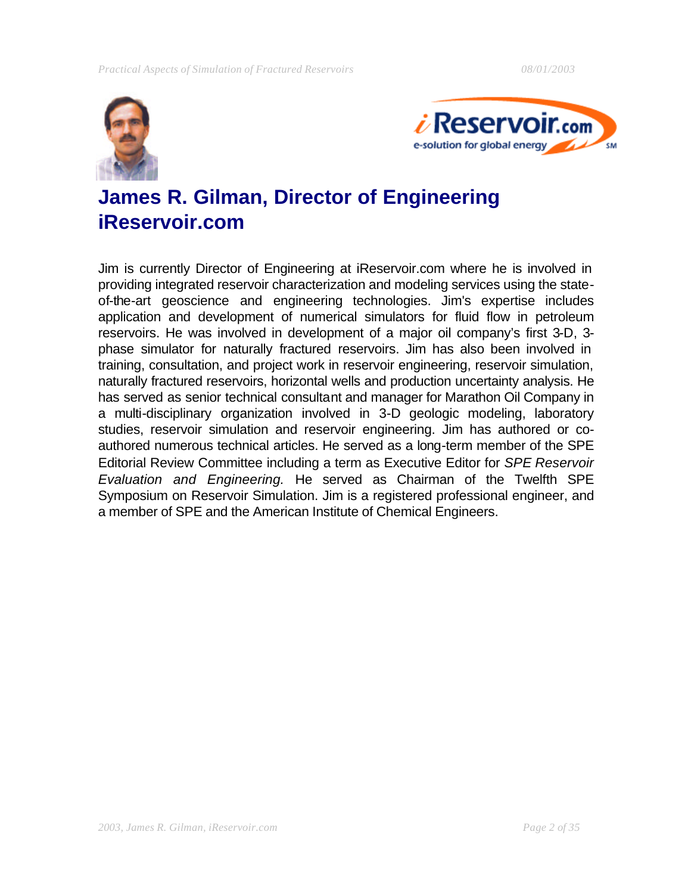## James R. Gilman, Director of Engineering iReservoir.com

Jim is currently Director of Engineering at iReservoir.com where he is involved in providing integrated reservoir characterization and modeling services using the state-of-the-art geoscience and engineering technologies. Jim's expertise includes application and development of numerical simulators for fluid flow in petroleum reservoirs. He was involved in development of a major oil company's first 3-D, 3-phase simulator for naturally fractured reservoirs. Jim has also been involved in training, consultation, and project work in reservoir engineering, reservoir simulation, naturally fractured reservoirs, horizontal wells and production uncertainty analysis. He has served as senior technical consultant and manager for Marathon Oil Company in a multi-disciplinary organization involved in 3-D geologic modeling, laboratory studies, reservoir simulation and reservoir engineering. Jim has authored or co-authored numerous technical articles. He served as a long-term member of the SPE Editorial Review Committee including a term as Executive Editor for *SPE Reservoir Evaluation and Engineering.* He served as Chairman of the Twelfth SPE Symposium on Reservoir Simulation. Jim is a registered professional engineer, and a member of SPE and the American Institute of Chemical Engineers.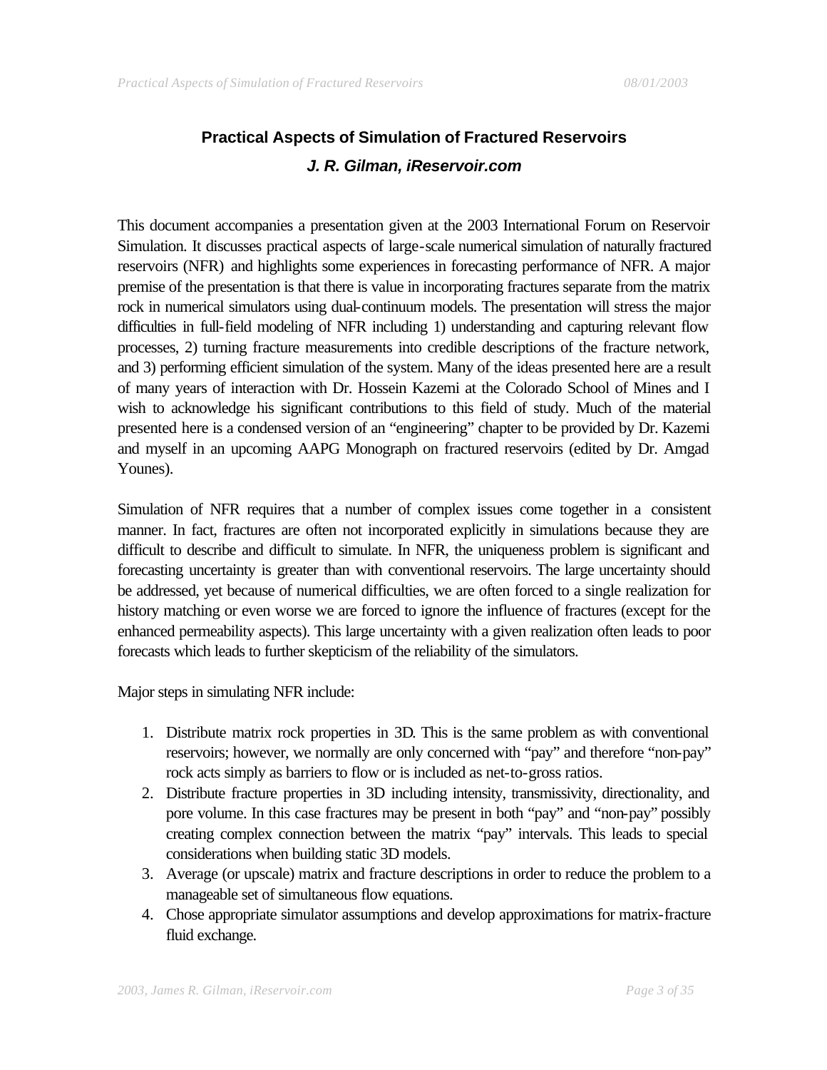# Practical Aspects of Simulation of Fractured Reservoirs

***J. R. Gilman, iReservoir.com***

This document accompanies a presentation given at the 2003 International Forum on Reservoir Simulation. It discusses practical aspects of large-scale numerical simulation of naturally fractured reservoirs (NFR) and highlights some experiences in forecasting performance of NFR. A major premise of the presentation is that there is value in incorporating fractures separate from the matrix rock in numerical simulators using dual-continuum models. The presentation will stress the major difficulties in full-field modeling of NFR including 1) understanding and capturing relevant flow processes, 2) turning fracture measurements into credible descriptions of the fracture network, and 3) performing efficient simulation of the system. Many of the ideas presented here are a result of many years of interaction with Dr. Hossein Kazemi at the Colorado School of Mines and I wish to acknowledge his significant contributions to this field of study. Much of the material presented here is a condensed version of an "engineering" chapter to be provided by Dr. Kazemi and myself in an upcoming AAPG Monograph on fractured reservoirs (edited by Dr. Amgad Younes).

Simulation of NFR requires that a number of complex issues come together in a consistent manner. In fact, fractures are often not incorporated explicitly in simulations because they are difficult to describe and difficult to simulate. In NFR, the uniqueness problem is significant and forecasting uncertainty is greater than with conventional reservoirs. The large uncertainty should be addressed, yet because of numerical difficulties, we are often forced to a single realization for history matching or even worse we are forced to ignore the influence of fractures (except for the enhanced permeability aspects). This large uncertainty with a given realization often leads to poor forecasts which leads to further skepticism of the reliability of the simulators.

Major steps in simulating NFR include:

1. Distribute matrix rock properties in 3D. This is the same problem as with conventional reservoirs; however, we normally are only concerned with "pay" and therefore "non-pay" rock acts simply as barriers to flow or is included as net-to-gross ratios.
2. Distribute fracture properties in 3D including intensity, transmissivity, directionality, and pore volume. In this case fractures may be present in both "pay" and "non-pay" possibly creating complex connection between the matrix "pay" intervals. This leads to special considerations when building static 3D models.
3. Average (or upscale) matrix and fracture descriptions in order to reduce the problem to a manageable set of simultaneous flow equations.
4. Chose appropriate simulator assumptions and develop approximations for matrix-fracture fluid exchange.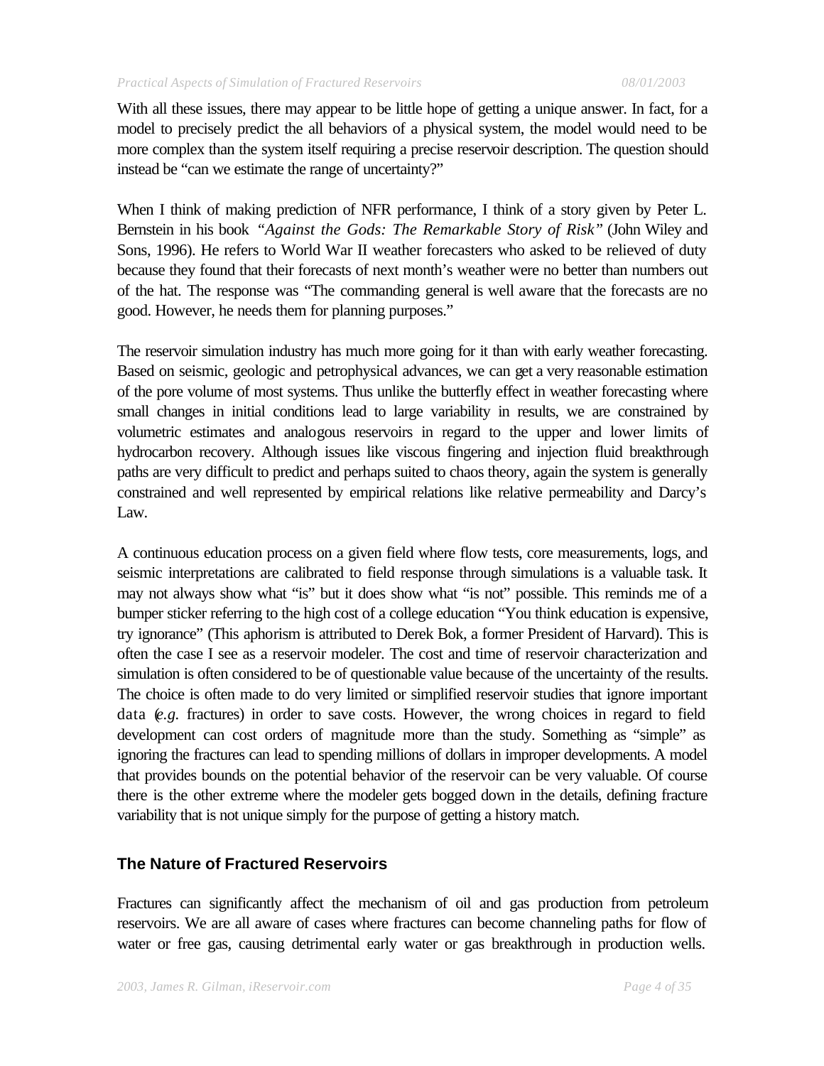With all these issues, there may appear to be little hope of getting a unique answer. In fact, for a model to precisely predict the all behaviors of a physical system, the model would need to be more complex than the system itself requiring a precise reservoir description. The question should instead be "can we estimate the range of uncertainty?"

When I think of making prediction of NFR performance, I think of a story given by Peter L. Bernstein in his book *"Against the Gods: The Remarkable Story of Risk"* (John Wiley and Sons, 1996). He refers to World War II weather forecasters who asked to be relieved of duty because they found that their forecasts of next month's weather were no better than numbers out of the hat. The response was "The commanding general is well aware that the forecasts are no good. However, he needs them for planning purposes."

The reservoir simulation industry has much more going for it than with early weather forecasting. Based on seismic, geologic and petrophysical advances, we can get a very reasonable estimation of the pore volume of most systems. Thus unlike the butterfly effect in weather forecasting where small changes in initial conditions lead to large variability in results, we are constrained by volumetric estimates and analogous reservoirs in regard to the upper and lower limits of hydrocarbon recovery. Although issues like viscous fingering and injection fluid breakthrough paths are very difficult to predict and perhaps suited to chaos theory, again the system is generally constrained and well represented by empirical relations like relative permeability and Darcy's Law.

A continuous education process on a given field where flow tests, core measurements, logs, and seismic interpretations are calibrated to field response through simulations is a valuable task. It may not always show what "is" but it does show what "is not" possible. This reminds me of a bumper sticker referring to the high cost of a college education "You think education is expensive, try ignorance" (This aphorism is attributed to Derek Bok, a former President of Harvard). This is often the case I see as a reservoir modeler. The cost and time of reservoir characterization and simulation is often considered to be of questionable value because of the uncertainty of the results. The choice is often made to do very limited or simplified reservoir studies that ignore important data (*e.g.* fractures) in order to save costs. However, the wrong choices in regard to field development can cost orders of magnitude more than the study. Something as "simple" as ignoring the fractures can lead to spending millions of dollars in improper developments. A model that provides bounds on the potential behavior of the reservoir can be very valuable. Of course there is the other extreme where the modeler gets bogged down in the details, defining fracture variability that is not unique simply for the purpose of getting a history match.

## The Nature of Fractured Reservoirs

Fractures can significantly affect the mechanism of oil and gas production from petroleum reservoirs. We are all aware of cases where fractures can become channeling paths for flow of water or free gas, causing detrimental early water or gas breakthrough in production wells.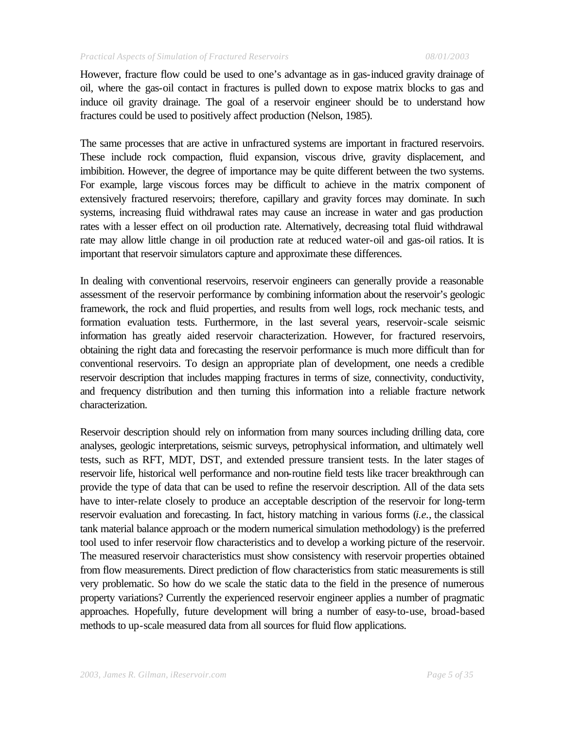However, fracture flow could be used to one's advantage as in gas-induced gravity drainage of oil, where the gas-oil contact in fractures is pulled down to expose matrix blocks to gas and induce oil gravity drainage. The goal of a reservoir engineer should be to understand how fractures could be used to positively affect production (Nelson, 1985).

The same processes that are active in unfractured systems are important in fractured reservoirs. These include rock compaction, fluid expansion, viscous drive, gravity displacement, and imbibition. However, the degree of importance may be quite different between the two systems. For example, large viscous forces may be difficult to achieve in the matrix component of extensively fractured reservoirs; therefore, capillary and gravity forces may dominate. In such systems, increasing fluid withdrawal rates may cause an increase in water and gas production rates with a lesser effect on oil production rate. Alternatively, decreasing total fluid withdrawal rate may allow little change in oil production rate at reduced water-oil and gas-oil ratios. It is important that reservoir simulators capture and approximate these differences.

In dealing with conventional reservoirs, reservoir engineers can generally provide a reasonable assessment of the reservoir performance by combining information about the reservoir's geologic framework, the rock and fluid properties, and results from well logs, rock mechanic tests, and formation evaluation tests. Furthermore, in the last several years, reservoir-scale seismic information has greatly aided reservoir characterization. However, for fractured reservoirs, obtaining the right data and forecasting the reservoir performance is much more difficult than for conventional reservoirs. To design an appropriate plan of development, one needs a credible reservoir description that includes mapping fractures in terms of size, connectivity, conductivity, and frequency distribution and then turning this information into a reliable fracture network characterization.

Reservoir description should rely on information from many sources including drilling data, core analyses, geologic interpretations, seismic surveys, petrophysical information, and ultimately well tests, such as RFT, MDT, DST, and extended pressure transient tests. In the later stages of reservoir life, historical well performance and non-routine field tests like tracer breakthrough can provide the type of data that can be used to refine the reservoir description. All of the data sets have to inter-relate closely to produce an acceptable description of the reservoir for long-term reservoir evaluation and forecasting. In fact, history matching in various forms (*i.e.*, the classical tank material balance approach or the modern numerical simulation methodology) is the preferred tool used to infer reservoir flow characteristics and to develop a working picture of the reservoir. The measured reservoir characteristics must show consistency with reservoir properties obtained from flow measurements. Direct prediction of flow characteristics from static measurements is still very problematic. So how do we scale the static data to the field in the presence of numerous property variations? Currently the experienced reservoir engineer applies a number of pragmatic approaches. Hopefully, future development will bring a number of easy-to-use, broad-based methods to up-scale measured data from all sources for fluid flow applications.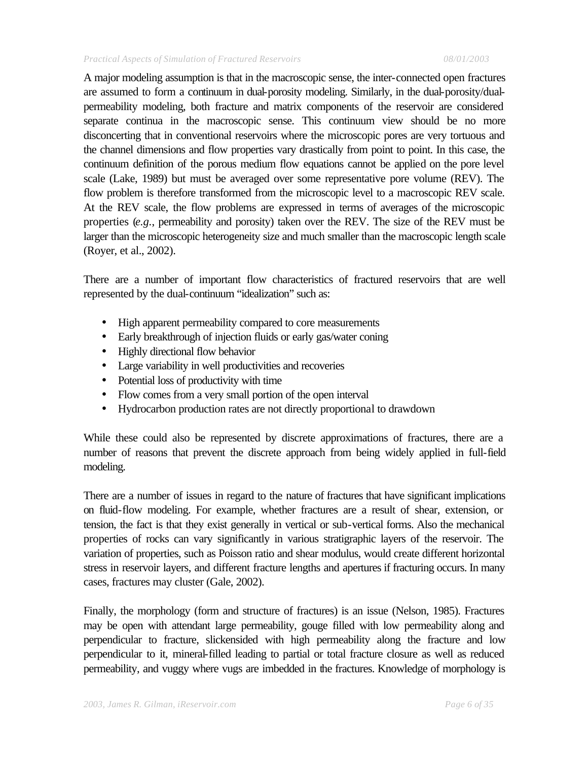A major modeling assumption is that in the macroscopic sense, the inter-connected open fractures are assumed to form a continuum in dual-porosity modeling. Similarly, in the dual-porosity/dual-permeability modeling, both fracture and matrix components of the reservoir are considered separate continua in the macroscopic sense. This continuum view should be no more disconcerting that in conventional reservoirs where the microscopic pores are very tortuous and the channel dimensions and flow properties vary drastically from point to point. In this case, the continuum definition of the porous medium flow equations cannot be applied on the pore level scale (Lake, 1989) but must be averaged over some representative pore volume (REV). The flow problem is therefore transformed from the microscopic level to a macroscopic REV scale. At the REV scale, the flow problems are expressed in terms of averages of the microscopic properties (*e.g.*, permeability and porosity) taken over the REV. The size of the REV must be larger than the microscopic heterogeneity size and much smaller than the macroscopic length scale (Royer, et al., 2002).

There are a number of important flow characteristics of fractured reservoirs that are well represented by the dual-continuum "idealization" such as:

- High apparent permeability compared to core measurements
- Early breakthrough of injection fluids or early gas/water coning
- Highly directional flow behavior
- Large variability in well productivities and recoveries
- Potential loss of productivity with time
- Flow comes from a very small portion of the open interval
- Hydrocarbon production rates are not directly proportional to drawdown

While these could also be represented by discrete approximations of fractures, there are a number of reasons that prevent the discrete approach from being widely applied in full-field modeling.

There are a number of issues in regard to the nature of fractures that have significant implications on fluid-flow modeling. For example, whether fractures are a result of shear, extension, or tension, the fact is that they exist generally in vertical or sub-vertical forms. Also the mechanical properties of rocks can vary significantly in various stratigraphic layers of the reservoir. The variation of properties, such as Poisson ratio and shear modulus, would create different horizontal stress in reservoir layers, and different fracture lengths and apertures if fracturing occurs. In many cases, fractures may cluster (Gale, 2002).

Finally, the morphology (form and structure of fractures) is an issue (Nelson, 1985). Fractures may be open with attendant large permeability, gouge filled with low permeability along and perpendicular to fracture, slickensided with high permeability along the fracture and low perpendicular to it, mineral-filled leading to partial or total fracture closure as well as reduced permeability, and vuggy where vugs are imbedded in the fractures. Knowledge of morphology is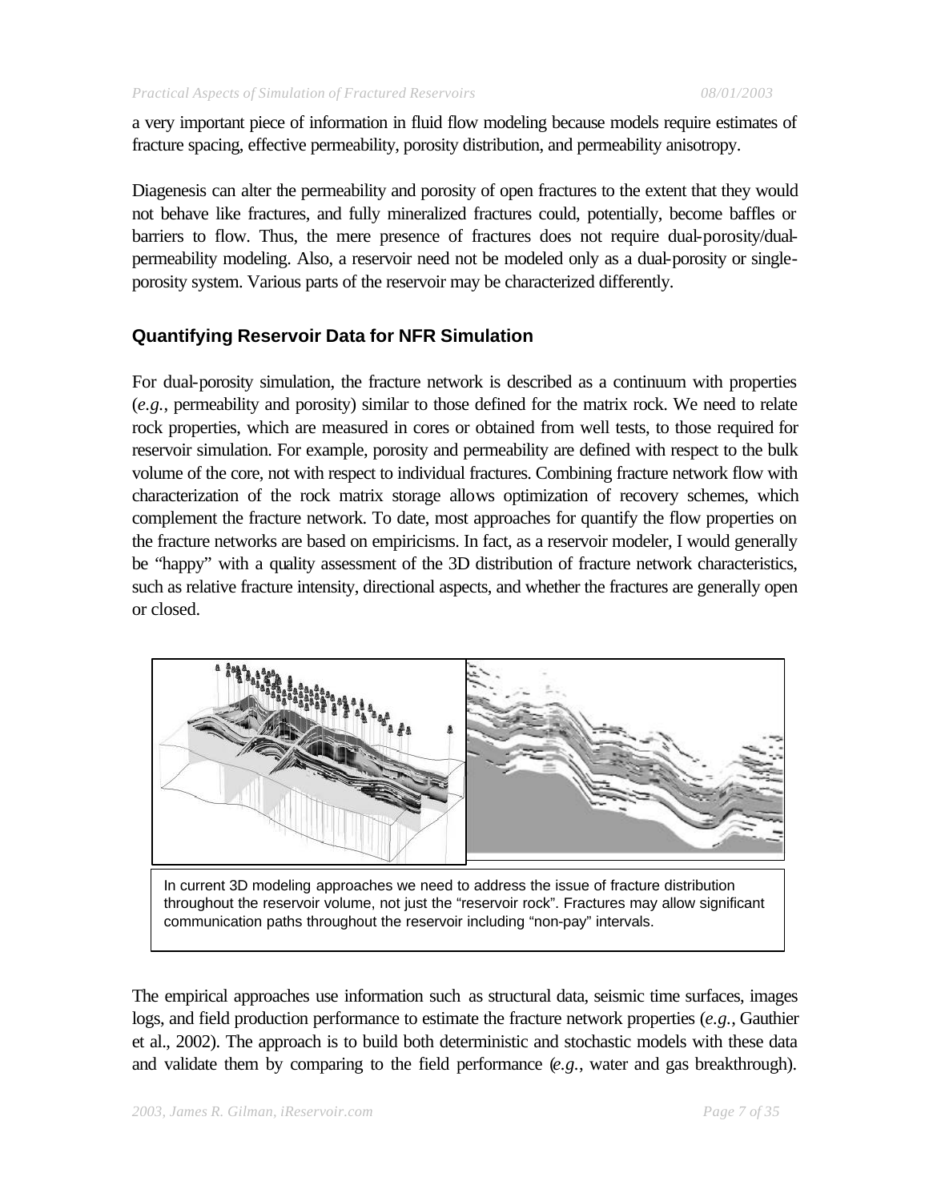a very important piece of information in fluid flow modeling because models require estimates of fracture spacing, effective permeability, porosity distribution, and permeability anisotropy.

Diagenesis can alter the permeability and porosity of open fractures to the extent that they would not behave like fractures, and fully mineralized fractures could, potentially, become baffles or barriers to flow. Thus, the mere presence of fractures does not require dual-porosity/dual-permeability modeling. Also, a reservoir need not be modeled only as a dual-porosity or single-porosity system. Various parts of the reservoir may be characterized differently.

### Quantifying Reservoir Data for NFR Simulation

For dual-porosity simulation, the fracture network is described as a continuum with properties (*e.g.*, permeability and porosity) similar to those defined for the matrix rock. We need to relate rock properties, which are measured in cores or obtained from well tests, to those required for reservoir simulation. For example, porosity and permeability are defined with respect to the bulk volume of the core, not with respect to individual fractures. Combining fracture network flow with characterization of the rock matrix storage allows optimization of recovery schemes, which complement the fracture network. To date, most approaches for quantify the flow properties on the fracture networks are based on empiricisms. In fact, as a reservoir modeler, I would generally be "happy" with a quality assessment of the 3D distribution of fracture network characteristics, such as relative fracture intensity, directional aspects, and whether the fractures are generally open or closed.

In current 3D modeling approaches we need to address the issue of fracture distribution throughout the reservoir volume, not just the "reservoir rock". Fractures may allow significant communication paths throughout the reservoir including "non-pay" intervals.

The empirical approaches use information such as structural data, seismic time surfaces, images logs, and field production performance to estimate the fracture network properties (*e.g.*, Gauthier et al., 2002). The approach is to build both deterministic and stochastic models with these data and validate them by comparing to the field performance (*e.g.*, water and gas breakthrough).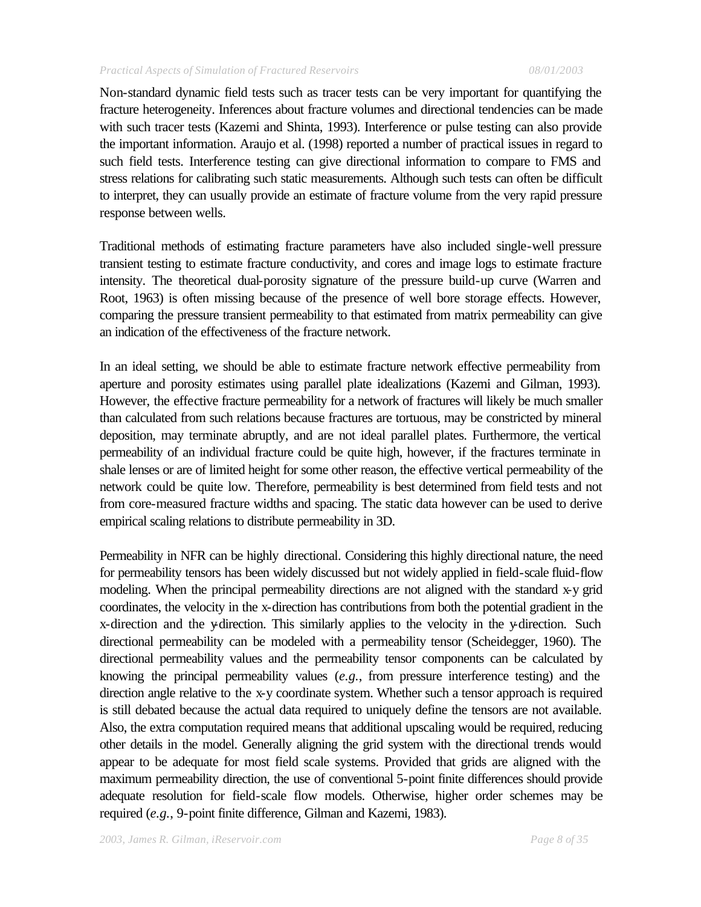Non-standard dynamic field tests such as tracer tests can be very important for quantifying the fracture heterogeneity. Inferences about fracture volumes and directional tendencies can be made with such tracer tests (Kazemi and Shinta, 1993). Interference or pulse testing can also provide the important information. Araujo et al. (1998) reported a number of practical issues in regard to such field tests. Interference testing can give directional information to compare to FMS and stress relations for calibrating such static measurements. Although such tests can often be difficult to interpret, they can usually provide an estimate of fracture volume from the very rapid pressure response between wells.

Traditional methods of estimating fracture parameters have also included single-well pressure transient testing to estimate fracture conductivity, and cores and image logs to estimate fracture intensity. The theoretical dual-porosity signature of the pressure build-up curve (Warren and Root, 1963) is often missing because of the presence of well bore storage effects. However, comparing the pressure transient permeability to that estimated from matrix permeability can give an indication of the effectiveness of the fracture network.

In an ideal setting, we should be able to estimate fracture network effective permeability from aperture and porosity estimates using parallel plate idealizations (Kazemi and Gilman, 1993). However, the effective fracture permeability for a network of fractures will likely be much smaller than calculated from such relations because fractures are tortuous, may be constricted by mineral deposition, may terminate abruptly, and are not ideal parallel plates. Furthermore, the vertical permeability of an individual fracture could be quite high, however, if the fractures terminate in shale lenses or are of limited height for some other reason, the effective vertical permeability of the network could be quite low. Therefore, permeability is best determined from field tests and not from core-measured fracture widths and spacing. The static data however can be used to derive empirical scaling relations to distribute permeability in 3D.

Permeability in NFR can be highly directional. Considering this highly directional nature, the need for permeability tensors has been widely discussed but not widely applied in field-scale fluid-flow modeling. When the principal permeability directions are not aligned with the standard x-y grid coordinates, the velocity in the x-direction has contributions from both the potential gradient in the x-direction and the y-direction. This similarly applies to the velocity in the y-direction. Such directional permeability can be modeled with a permeability tensor (Scheidegger, 1960). The directional permeability values and the permeability tensor components can be calculated by knowing the principal permeability values (*e.g.*, from pressure interference testing) and the direction angle relative to the x-y coordinate system. Whether such a tensor approach is required is still debated because the actual data required to uniquely define the tensors are not available. Also, the extra computation required means that additional upscaling would be required, reducing other details in the model. Generally aligning the grid system with the directional trends would appear to be adequate for most field scale systems. Provided that grids are aligned with the maximum permeability direction, the use of conventional 5-point finite differences should provide adequate resolution for field-scale flow models. Otherwise, higher order schemes may be required (*e.g.*, 9-point finite difference, Gilman and Kazemi, 1983).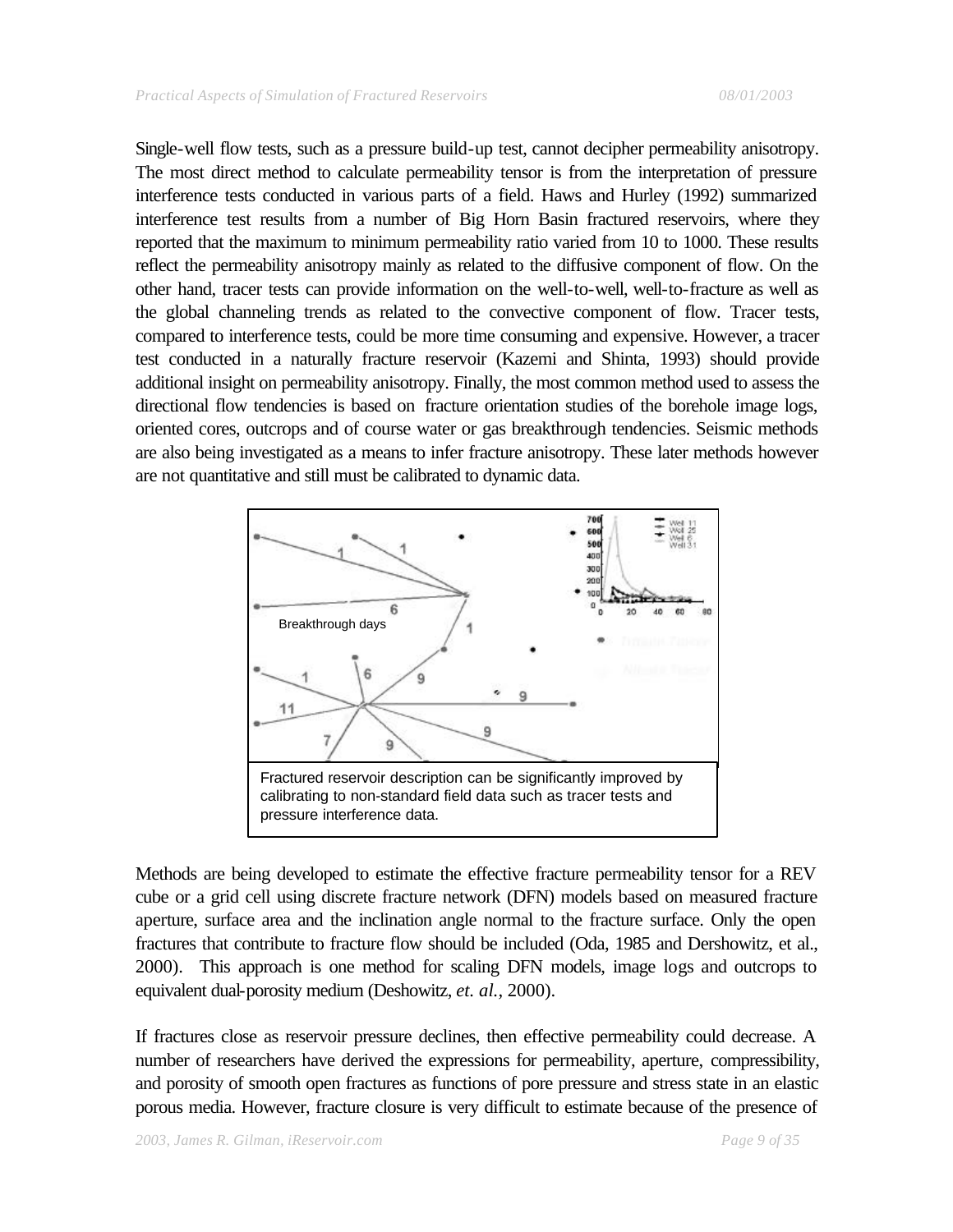Single-well flow tests, such as a pressure build-up test, cannot decipher permeability anisotropy. The most direct method to calculate permeability tensor is from the interpretation of pressure interference tests conducted in various parts of a field. Haws and Hurley (1992) summarized interference test results from a number of Big Horn Basin fractured reservoirs, where they reported that the maximum to minimum permeability ratio varied from 10 to 1000. These results reflect the permeability anisotropy mainly as related to the diffusive component of flow. On the other hand, tracer tests can provide information on the well-to-well, well-to-fracture as well as the global channeling trends as related to the convective component of flow. Tracer tests, compared to interference tests, could be more time consuming and expensive. However, a tracer test conducted in a naturally fracture reservoir (Kazemi and Shinta, 1993) should provide additional insight on permeability anisotropy. Finally, the most common method used to assess the directional flow tendencies is based on fracture orientation studies of the borehole image logs, oriented cores, outcrops and of course water or gas breakthrough tendencies. Seismic methods are also being investigated as a means to infer fracture anisotropy. These later methods however are not quantitative and still must be calibrated to dynamic data.

Fractured reservoir description can be significantly improved by calibrating to non-standard field data such as tracer tests and pressure interference data.

Methods are being developed to estimate the effective fracture permeability tensor for a REV cube or a grid cell using discrete fracture network (DFN) models based on measured fracture aperture, surface area and the inclination angle normal to the fracture surface. Only the open fractures that contribute to fracture flow should be included (Oda, 1985 and Dershowitz, et al., 2000). This approach is one method for scaling DFN models, image logs and outcrops to equivalent dual-porosity medium (Deshowitz, *et. al.*, 2000).

If fractures close as reservoir pressure declines, then effective permeability could decrease. A number of researchers have derived the expressions for permeability, aperture, compressibility, and porosity of smooth open fractures as functions of pore pressure and stress state in an elastic porous media. However, fracture closure is very difficult to estimate because of the presence of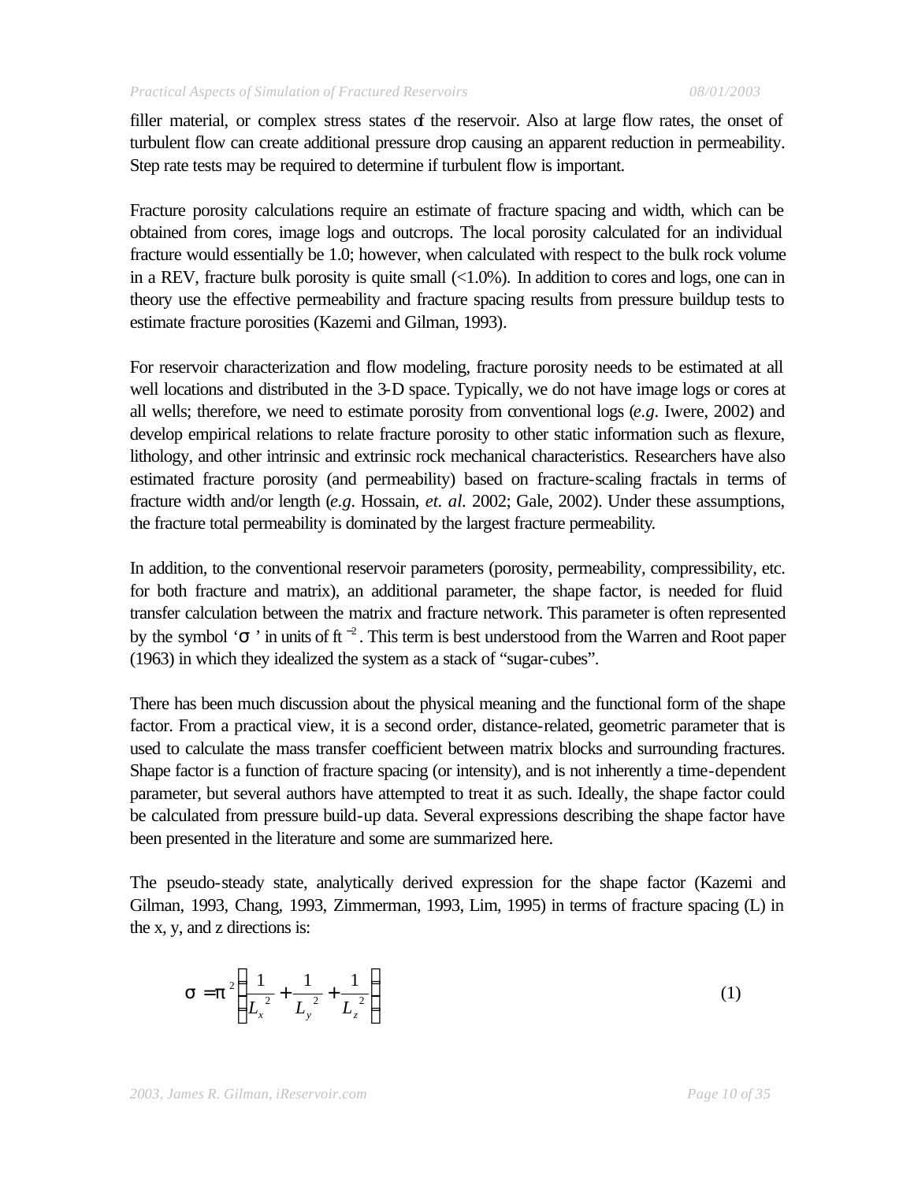filler material, or complex stress states of the reservoir. Also at large flow rates, the onset of turbulent flow can create additional pressure drop causing an apparent reduction in permeability. Step rate tests may be required to determine if turbulent flow is important.

Fracture porosity calculations require an estimate of fracture spacing and width, which can be obtained from cores, image logs and outcrops. The local porosity calculated for an individual fracture would essentially be 1.0; however, when calculated with respect to the bulk rock volume in a REV, fracture bulk porosity is quite small (<1.0%). In addition to cores and logs, one can in theory use the effective permeability and fracture spacing results from pressure buildup tests to estimate fracture porosities (Kazemi and Gilman, 1993).

For reservoir characterization and flow modeling, fracture porosity needs to be estimated at all well locations and distributed in the 3-D space. Typically, we do not have image logs or cores at all wells; therefore, we need to estimate porosity from conventional logs (*e.g.* Iwere, 2002) and develop empirical relations to relate fracture porosity to other static information such as flexure, lithology, and other intrinsic and extrinsic rock mechanical characteristics. Researchers have also estimated fracture porosity (and permeability) based on fracture-scaling fractals in terms of fracture width and/or length (*e.g.* Hossain, *et. al.* 2002; Gale, 2002). Under these assumptions, the fracture total permeability is dominated by the largest fracture permeability.

In addition, to the conventional reservoir parameters (porosity, permeability, compressibility, etc. for both fracture and matrix), an additional parameter, the shape factor, is needed for fluid transfer calculation between the matrix and fracture network. This parameter is often represented by the symbol '$\sigma$' in units of $ft^{-2}$. This term is best understood from the Warren and Root paper (1963) in which they idealized the system as a stack of "sugar-cubes".

There has been much discussion about the physical meaning and the functional form of the shape factor. From a practical view, it is a second order, distance-related, geometric parameter that is used to calculate the mass transfer coefficient between matrix blocks and surrounding fractures. Shape factor is a function of fracture spacing (or intensity), and is not inherently a time-dependent parameter, but several authors have attempted to treat it as such. Ideally, the shape factor could be calculated from pressure build-up data. Several expressions describing the shape factor have been presented in the literature and some are summarized here.

The pseudo-steady state, analytically derived expression for the shape factor (Kazemi and Gilman, 1993, Chang, 1993, Zimmerman, 1993, Lim, 1995) in terms of fracture spacing (L) in the x, y, and z directions is:

$$\sigma = \pi^2 \left( \frac{1}{L_x^{\,2}} + \frac{1}{L_y^{\,2}} + \frac{1}{L_z^{\,2}} \right) \tag{1}$$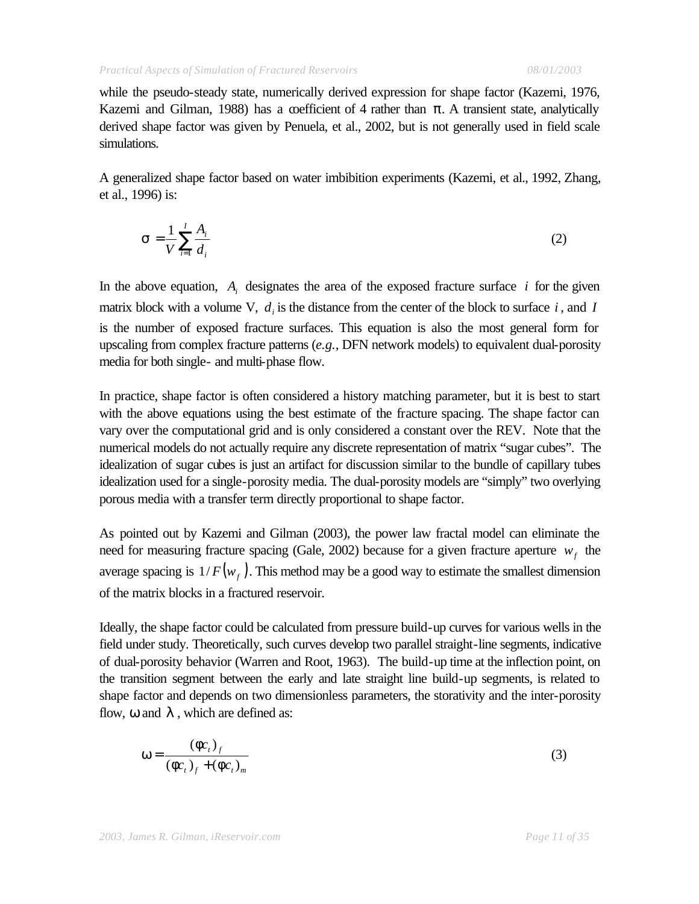while the pseudo-steady state, numerically derived expression for shape factor (Kazemi, 1976, Kazemi and Gilman, 1988) has a coefficient of 4 rather than $\pi$. A transient state, analytically derived shape factor was given by Penuela, et al., 2002, but is not generally used in field scale simulations.

A generalized shape factor based on water imbibition experiments (Kazemi, et al., 1992, Zhang, et al., 1996) is:

$$\sigma = \frac{1}{V}\sum_{i=1}^{I}\frac{A_i}{d_i} \tag{2}$$

In the above equation, $A_i$ designates the area of the exposed fracture surface $i$ for the given matrix block with a volume V, $d_i$ is the distance from the center of the block to surface $i$, and $I$ is the number of exposed fracture surfaces. This equation is also the most general form for upscaling from complex fracture patterns (*e.g.*, DFN network models) to equivalent dual-porosity media for both single- and multi-phase flow.

In practice, shape factor is often considered a history matching parameter, but it is best to start with the above equations using the best estimate of the fracture spacing. The shape factor can vary over the computational grid and is only considered a constant over the REV. Note that the numerical models do not actually require any discrete representation of matrix "sugar cubes". The idealization of sugar cubes is just an artifact for discussion similar to the bundle of capillary tubes idealization used for a single-porosity media. The dual-porosity models are "simply" two overlying porous media with a transfer term directly proportional to shape factor.

As pointed out by Kazemi and Gilman (2003), the power law fractal model can eliminate the need for measuring fracture spacing (Gale, 2002) because for a given fracture aperture $w_f$ the average spacing is $1/F(w_f)$. This method may be a good way to estimate the smallest dimension of the matrix blocks in a fractured reservoir.

Ideally, the shape factor could be calculated from pressure build-up curves for various wells in the field under study. Theoretically, such curves develop two parallel straight-line segments, indicative of dual-porosity behavior (Warren and Root, 1963). The build-up time at the inflection point, on the transition segment between the early and late straight line build-up segments, is related to shape factor and depends on two dimensionless parameters, the storativity and the inter-porosity flow, $\omega$ and $\lambda$, which are defined as:

$$\omega = \frac{(\phi c_t)_f}{(\phi c_t)_f + (\phi c_t)_m} \tag{3}$$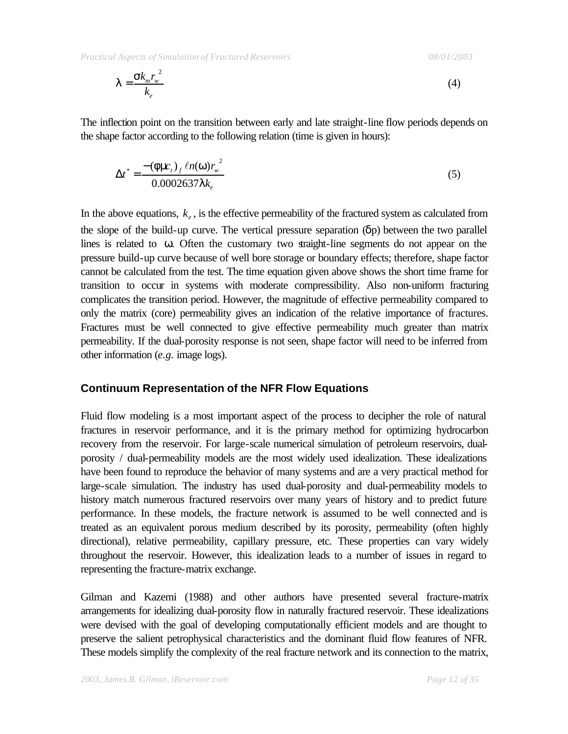$$\lambda = \frac{\sigma k_m r_w^{\ 2}}{k_e} \tag{4}$$

The inflection point on the transition between early and late straight-line flow periods depends on the shape factor according to the following relation (time is given in hours):

$$\Delta t^* = \frac{-(\phi \mu c_t)_f \, \ell n(\omega) r_w^{\ 2}}{0.0002637 \lambda k_e} \tag{5}$$

In the above equations, $k_e$, is the effective permeability of the fractured system as calculated from the slope of the build-up curve. The vertical pressure separation ($\delta$p) between the two parallel lines is related to $\omega$. Often the customary two straight-line segments do not appear on the pressure build-up curve because of well bore storage or boundary effects; therefore, shape factor cannot be calculated from the test. The time equation given above shows the short time frame for transition to occur in systems with moderate compressibility. Also non-uniform fracturing complicates the transition period. However, the magnitude of effective permeability compared to only the matrix (core) permeability gives an indication of the relative importance of fractures. Fractures must be well connected to give effective permeability much greater than matrix permeability. If the dual-porosity response is not seen, shape factor will need to be inferred from other information (*e.g.* image logs).

## Continuum Representation of the NFR Flow Equations

Fluid flow modeling is a most important aspect of the process to decipher the role of natural fractures in reservoir performance, and it is the primary method for optimizing hydrocarbon recovery from the reservoir. For large-scale numerical simulation of petroleum reservoirs, dual-porosity / dual-permeability models are the most widely used idealization. These idealizations have been found to reproduce the behavior of many systems and are a very practical method for large-scale simulation. The industry has used dual-porosity and dual-permeability models to history match numerous fractured reservoirs over many years of history and to predict future performance. In these models, the fracture network is assumed to be well connected and is treated as an equivalent porous medium described by its porosity, permeability (often highly directional), relative permeability, capillary pressure, etc. These properties can vary widely throughout the reservoir. However, this idealization leads to a number of issues in regard to representing the fracture-matrix exchange.

Gilman and Kazemi (1988) and other authors have presented several fracture-matrix arrangements for idealizing dual-porosity flow in naturally fractured reservoir. These idealizations were devised with the goal of developing computationally efficient models and are thought to preserve the salient petrophysical characteristics and the dominant fluid flow features of NFR. These models simplify the complexity of the real fracture network and its connection to the matrix,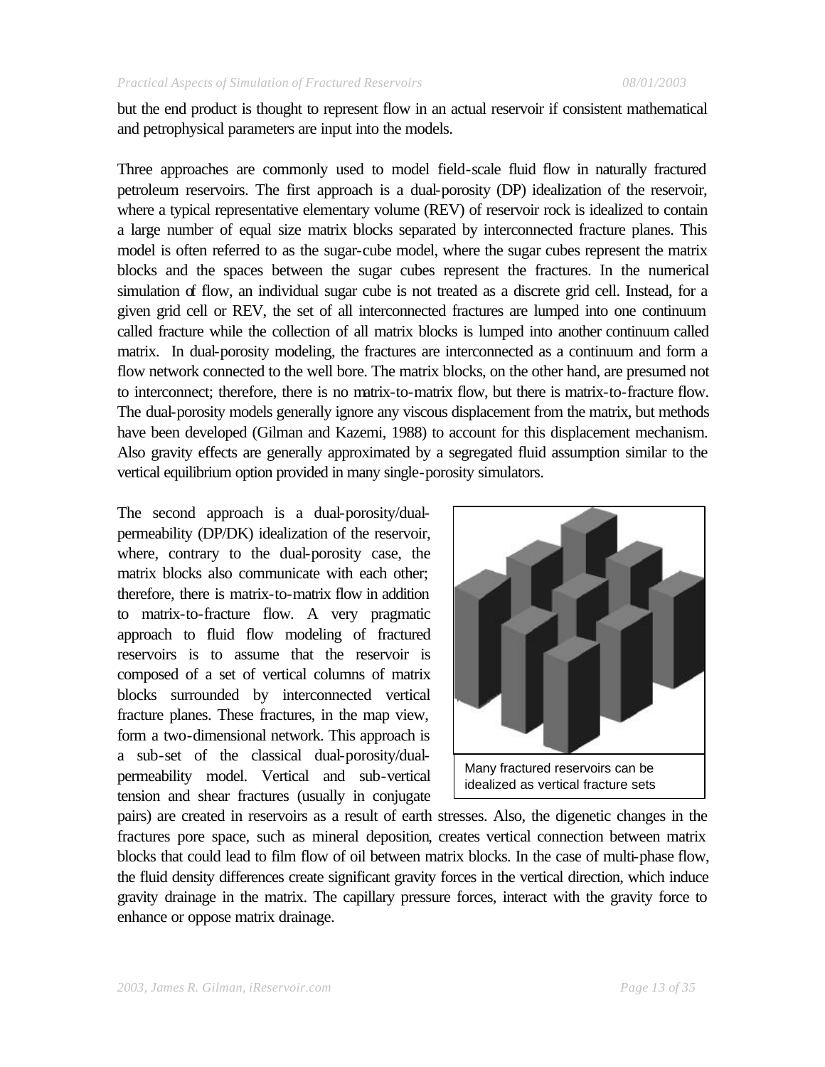but the end product is thought to represent flow in an actual reservoir if consistent mathematical and petrophysical parameters are input into the models.

Three approaches are commonly used to model field-scale fluid flow in naturally fractured petroleum reservoirs. The first approach is a dual-porosity (DP) idealization of the reservoir, where a typical representative elementary volume (REV) of reservoir rock is idealized to contain a large number of equal size matrix blocks separated by interconnected fracture planes. This model is often referred to as the sugar-cube model, where the sugar cubes represent the matrix blocks and the spaces between the sugar cubes represent the fractures. In the numerical simulation of flow, an individual sugar cube is not treated as a discrete grid cell. Instead, for a given grid cell or REV, the set of all interconnected fractures are lumped into one continuum called fracture while the collection of all matrix blocks is lumped into another continuum called matrix. In dual-porosity modeling, the fractures are interconnected as a continuum and form a flow network connected to the well bore. The matrix blocks, on the other hand, are presumed not to interconnect; therefore, there is no matrix-to-matrix flow, but there is matrix-to-fracture flow. The dual-porosity models generally ignore any viscous displacement from the matrix, but methods have been developed (Gilman and Kazemi, 1988) to account for this displacement mechanism. Also gravity effects are generally approximated by a segregated fluid assumption similar to the vertical equilibrium option provided in many single-porosity simulators.

The second approach is a dual-porosity/dual-permeability (DP/DK) idealization of the reservoir, where, contrary to the dual-porosity case, the matrix blocks also communicate with each other; therefore, there is matrix-to-matrix flow in addition to matrix-to-fracture flow. A very pragmatic approach to fluid flow modeling of fractured reservoirs is to assume that the reservoir is composed of a set of vertical columns of matrix blocks surrounded by interconnected vertical fracture planes. These fractures, in the map view, form a two-dimensional network. This approach is a sub-set of the classical dual-porosity/dual-permeability model. Vertical and sub-vertical tension and shear fractures (usually in conjugate pairs) are created in reservoirs as a result of earth stresses. Also, the digenetic changes in the fractures pore space, such as mineral deposition, creates vertical connection between matrix blocks that could lead to film flow of oil between matrix blocks. In the case of multi-phase flow, the fluid density differences create significant gravity forces in the vertical direction, which induce gravity drainage in the matrix. The capillary pressure forces, interact with the gravity force to enhance or oppose matrix drainage.

Many fractured reservoirs can be idealized as vertical fracture sets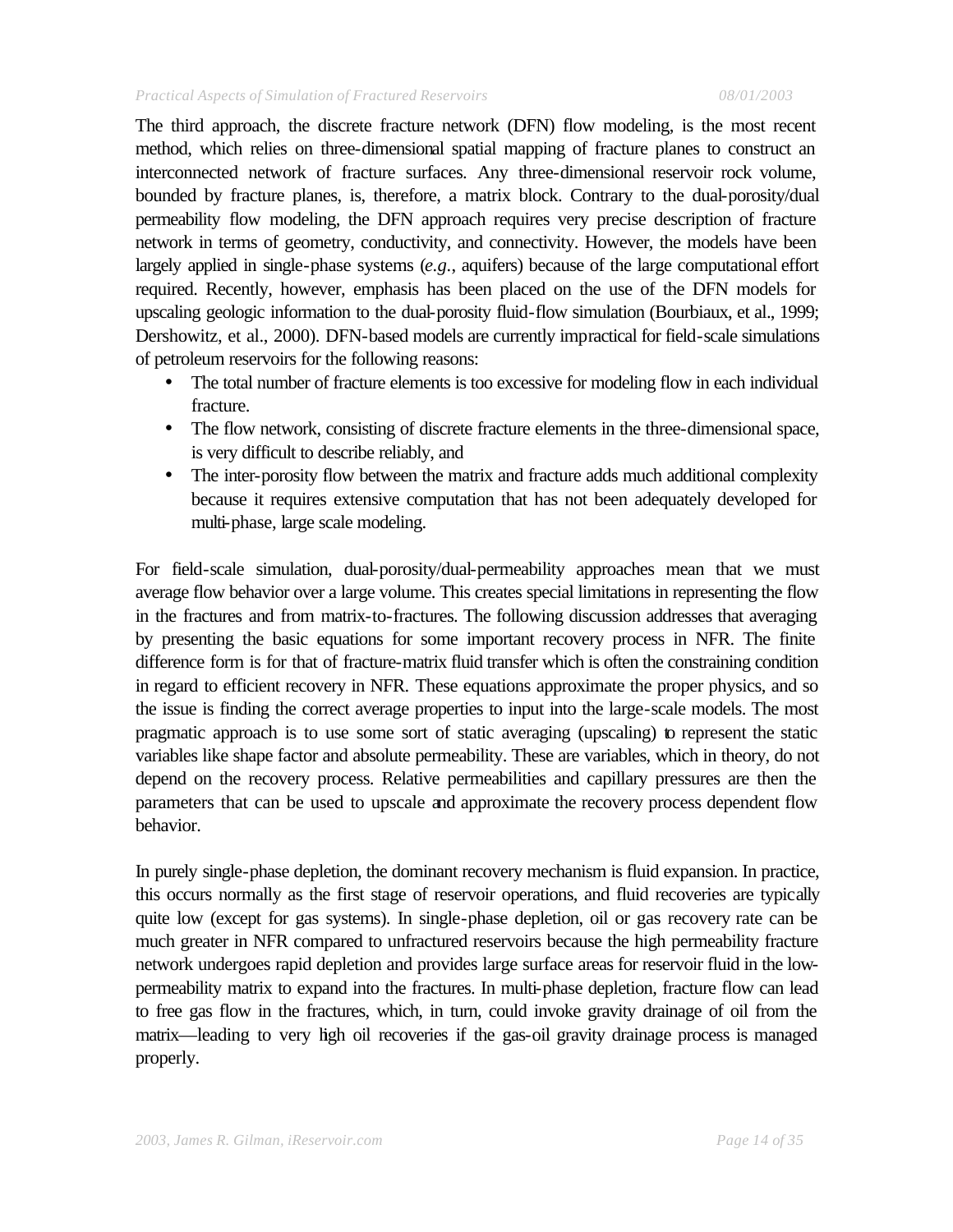The third approach, the discrete fracture network (DFN) flow modeling, is the most recent method, which relies on three-dimensional spatial mapping of fracture planes to construct an interconnected network of fracture surfaces. Any three-dimensional reservoir rock volume, bounded by fracture planes, is, therefore, a matrix block. Contrary to the dual-porosity/dual permeability flow modeling, the DFN approach requires very precise description of fracture network in terms of geometry, conductivity, and connectivity. However, the models have been largely applied in single-phase systems (*e.g.*, aquifers) because of the large computational effort required. Recently, however, emphasis has been placed on the use of the DFN models for upscaling geologic information to the dual-porosity fluid-flow simulation (Bourbiaux, et al., 1999; Dershowitz, et al., 2000). DFN-based models are currently impractical for field-scale simulations of petroleum reservoirs for the following reasons:

- The total number of fracture elements is too excessive for modeling flow in each individual fracture.
- The flow network, consisting of discrete fracture elements in the three-dimensional space, is very difficult to describe reliably, and
- The inter-porosity flow between the matrix and fracture adds much additional complexity because it requires extensive computation that has not been adequately developed for multi-phase, large scale modeling.

For field-scale simulation, dual-porosity/dual-permeability approaches mean that we must average flow behavior over a large volume. This creates special limitations in representing the flow in the fractures and from matrix-to-fractures. The following discussion addresses that averaging by presenting the basic equations for some important recovery process in NFR. The finite difference form is for that of fracture-matrix fluid transfer which is often the constraining condition in regard to efficient recovery in NFR. These equations approximate the proper physics, and so the issue is finding the correct average properties to input into the large-scale models. The most pragmatic approach is to use some sort of static averaging (upscaling) to represent the static variables like shape factor and absolute permeability. These are variables, which in theory, do not depend on the recovery process. Relative permeabilities and capillary pressures are then the parameters that can be used to upscale and approximate the recovery process dependent flow behavior.

In purely single-phase depletion, the dominant recovery mechanism is fluid expansion. In practice, this occurs normally as the first stage of reservoir operations, and fluid recoveries are typically quite low (except for gas systems). In single-phase depletion, oil or gas recovery rate can be much greater in NFR compared to unfractured reservoirs because the high permeability fracture network undergoes rapid depletion and provides large surface areas for reservoir fluid in the low-permeability matrix to expand into the fractures. In multi-phase depletion, fracture flow can lead to free gas flow in the fractures, which, in turn, could invoke gravity drainage of oil from the matrix—leading to very high oil recoveries if the gas-oil gravity drainage process is managed properly.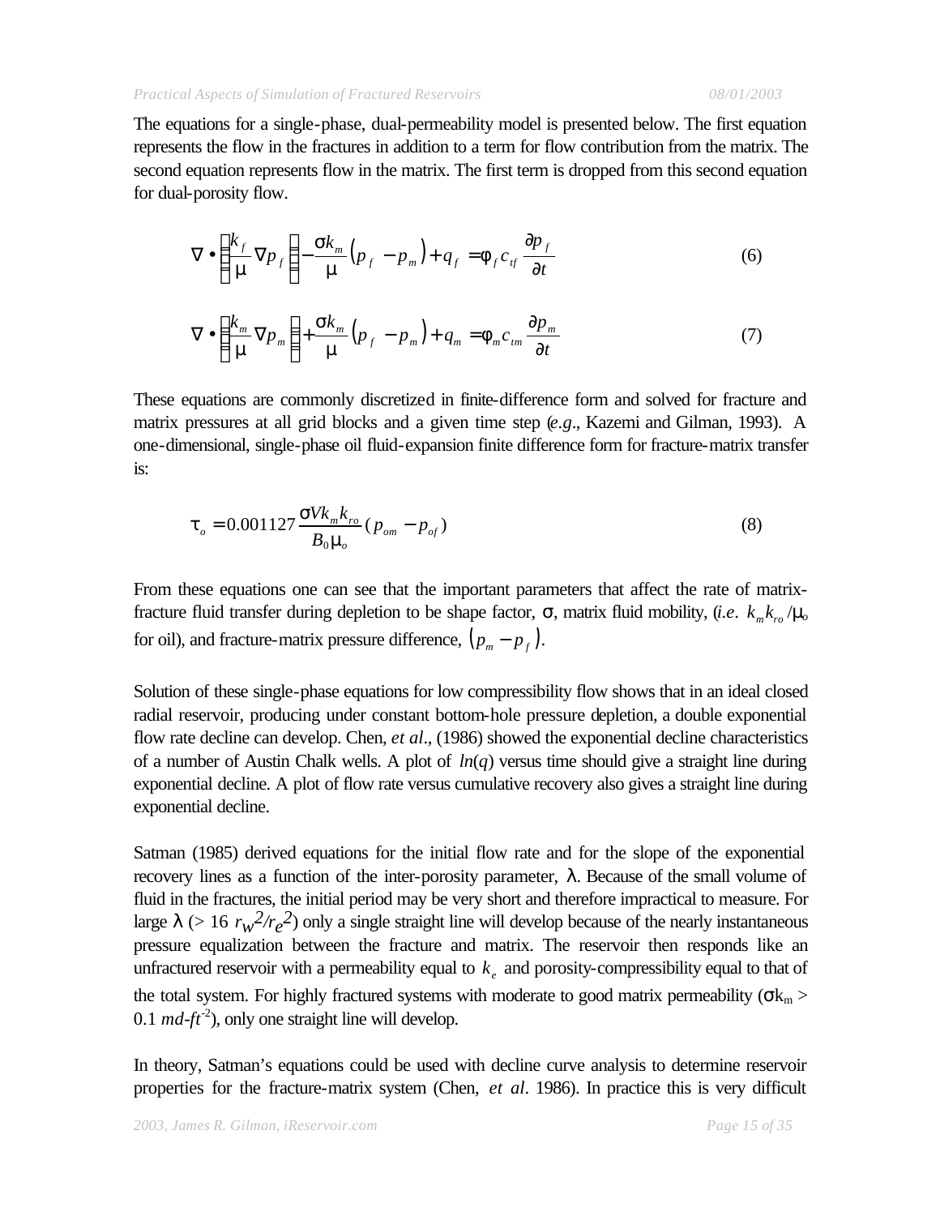The equations for a single-phase, dual-permeability model is presented below. The first equation represents the flow in the fractures in addition to a term for flow contribution from the matrix. The second equation represents flow in the matrix. The first term is dropped from this second equation for dual-porosity flow.

$$\nabla \bullet \left( \frac{k_f}{\mu} \nabla p_f \right) - \frac{\sigma k_m}{\mu} \left( p_f - p_m \right) + q_f = \phi_f c_{tf} \frac{\partial p_f}{\partial t} \tag{6}$$

$$\nabla \bullet \left( \frac{k_m}{\mu} \nabla p_m \right) + \frac{\sigma k_m}{\mu} \left( p_f - p_m \right) + q_m = \phi_m c_{tm} \frac{\partial p_m}{\partial t} \tag{7}$$

These equations are commonly discretized in finite-difference form and solved for fracture and matrix pressures at all grid blocks and a given time step (*e.g*., Kazemi and Gilman, 1993). A one-dimensional, single-phase oil fluid-expansion finite difference form for fracture-matrix transfer is:

$$\tau_o = 0.001127 \frac{\sigma V k_m k_{ro}}{B_0 \mu_o} (p_{om} - p_{of}) \tag{8}$$

From these equations one can see that the important parameters that affect the rate of matrix-fracture fluid transfer during depletion to be shape factor, $\sigma$, matrix fluid mobility, (*i.e*. $k_m k_{ro}/\mu_o$ for oil), and fracture-matrix pressure difference, $\left( p_m - p_f \right)$.

Solution of these single-phase equations for low compressibility flow shows that in an ideal closed radial reservoir, producing under constant bottom-hole pressure depletion, a double exponential flow rate decline can develop. Chen, *et al*., (1986) showed the exponential decline characteristics of a number of Austin Chalk wells. A plot of $ln(q)$ versus time should give a straight line during exponential decline. A plot of flow rate versus cumulative recovery also gives a straight line during exponential decline.

Satman (1985) derived equations for the initial flow rate and for the slope of the exponential recovery lines as a function of the inter-porosity parameter, $\lambda$. Because of the small volume of fluid in the fractures, the initial period may be very short and therefore impractical to measure. For large $\lambda$ (> 16 $r_w^2/r_e^2$) only a single straight line will develop because of the nearly instantaneous pressure equalization between the fracture and matrix. The reservoir then responds like an unfractured reservoir with a permeability equal to $k_e$ and porosity-compressibility equal to that of the total system. For highly fractured systems with moderate to good matrix permeability ($\sigma k_m$ > 0.1 $md\text{-}ft^{-2}$), only one straight line will develop.

In theory, Satman's equations could be used with decline curve analysis to determine reservoir properties for the fracture-matrix system (Chen, *et al*. 1986). In practice this is very difficult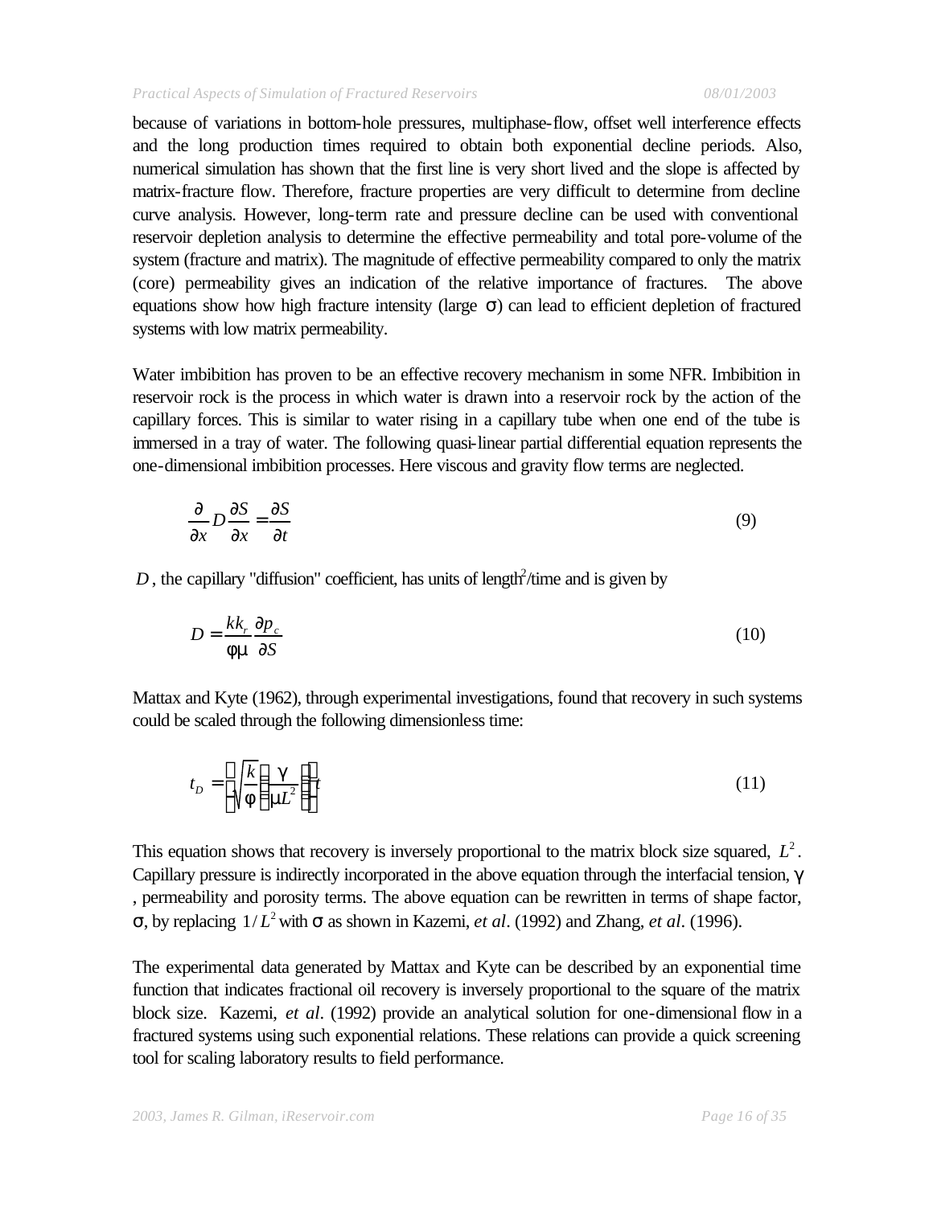because of variations in bottom-hole pressures, multiphase-flow, offset well interference effects and the long production times required to obtain both exponential decline periods. Also, numerical simulation has shown that the first line is very short lived and the slope is affected by matrix-fracture flow. Therefore, fracture properties are very difficult to determine from decline curve analysis. However, long-term rate and pressure decline can be used with conventional reservoir depletion analysis to determine the effective permeability and total pore-volume of the system (fracture and matrix). The magnitude of effective permeability compared to only the matrix (core) permeability gives an indication of the relative importance of fractures. The above equations show how high fracture intensity (large $\sigma$) can lead to efficient depletion of fractured systems with low matrix permeability.

Water imbibition has proven to be an effective recovery mechanism in some NFR. Imbibition in reservoir rock is the process in which water is drawn into a reservoir rock by the action of the capillary forces. This is similar to water rising in a capillary tube when one end of the tube is immersed in a tray of water. The following quasi-linear partial differential equation represents the one-dimensional imbibition processes. Here viscous and gravity flow terms are neglected.

$$\frac{\partial}{\partial x} D \frac{\partial S}{\partial x} = \frac{\partial S}{\partial t} \tag{9}$$

$D$, the capillary "diffusion" coefficient, has units of length$^2$/time and is given by

$$D = \frac{k k_r}{\phi \mu} \frac{\partial p_c}{\partial S} \tag{10}$$

Mattax and Kyte (1962), through experimental investigations, found that recovery in such systems could be scaled through the following dimensionless time:

$$t_D = \left( \sqrt{\frac{k}{\phi}} \left( \frac{\gamma}{\mu L^2} \right) \right) t \tag{11}$$

This equation shows that recovery is inversely proportional to the matrix block size squared, $L^2$. Capillary pressure is indirectly incorporated in the above equation through the interfacial tension, $\gamma$, permeability and porosity terms. The above equation can be rewritten in terms of shape factor, $\sigma$, by replacing $1/L^2$ with $\sigma$ as shown in Kazemi, *et al*. (1992) and Zhang, *et al*. (1996).

The experimental data generated by Mattax and Kyte can be described by an exponential time function that indicates fractional oil recovery is inversely proportional to the square of the matrix block size. Kazemi, *et al*. (1992) provide an analytical solution for one-dimensional flow in a fractured systems using such exponential relations. These relations can provide a quick screening tool for scaling laboratory results to field performance.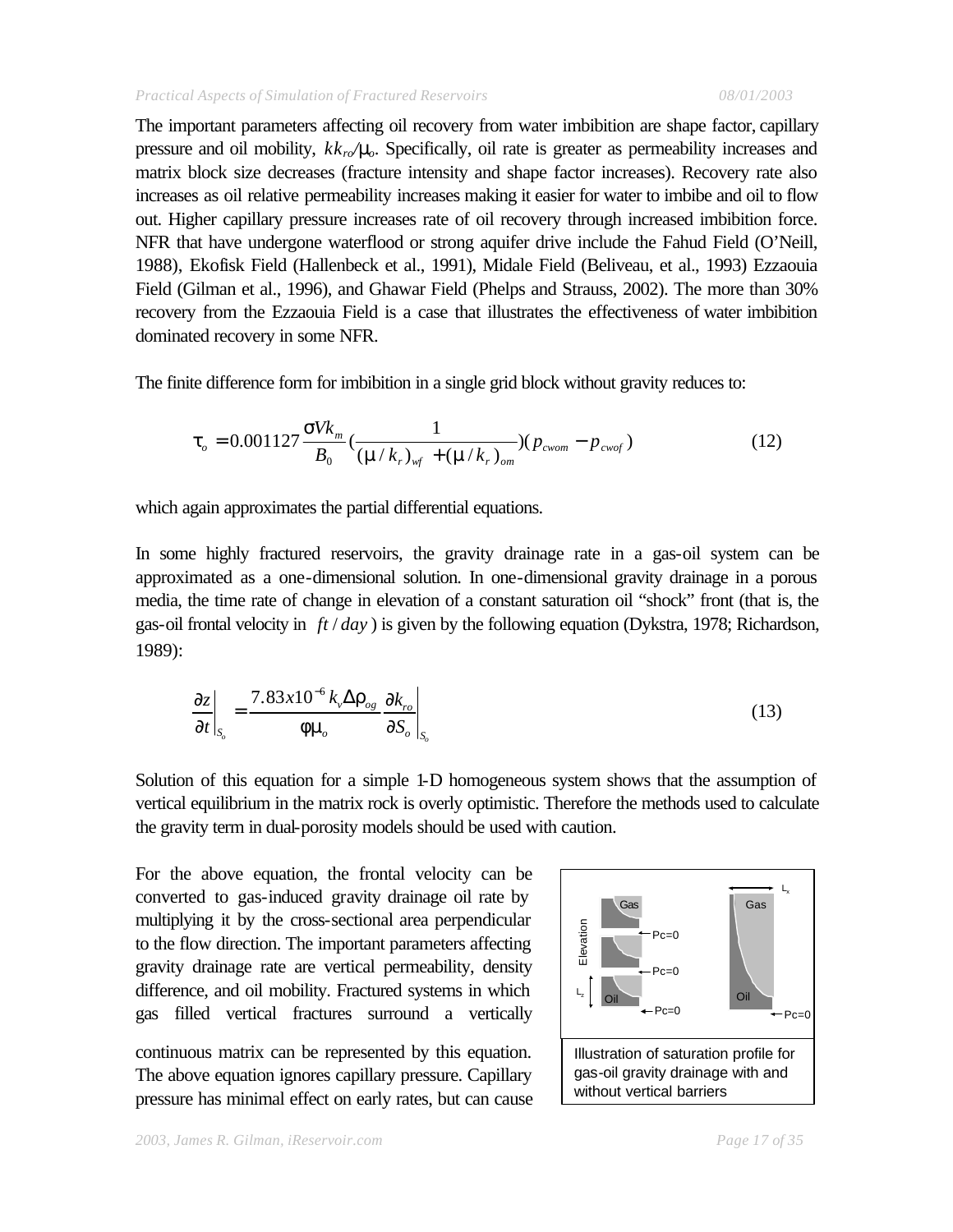The important parameters affecting oil recovery from water imbibition are shape factor, capillary pressure and oil mobility, $kk_{ro}/\mu_o$. Specifically, oil rate is greater as permeability increases and matrix block size decreases (fracture intensity and shape factor increases). Recovery rate also increases as oil relative permeability increases making it easier for water to imbibe and oil to flow out. Higher capillary pressure increases rate of oil recovery through increased imbibition force. NFR that have undergone waterflood or strong aquifer drive include the Fahud Field (O'Neill, 1988), Ekofisk Field (Hallenbeck et al., 1991), Midale Field (Beliveau, et al., 1993) Ezzaouia Field (Gilman et al., 1996), and Ghawar Field (Phelps and Strauss, 2002). The more than 30% recovery from the Ezzaouia Field is a case that illustrates the effectiveness of water imbibition dominated recovery in some NFR.

The finite difference form for imbibition in a single grid block without gravity reduces to:

$$\tau_o = 0.001127 \frac{\sigma V k_m}{B_0} \left( \frac{1}{(\mu / k_r)_{wf} + (\mu / k_r)_{om}} \right) (p_{cwom} - p_{cwof}) \tag{12}$$

which again approximates the partial differential equations.

In some highly fractured reservoirs, the gravity drainage rate in a gas-oil system can be approximated as a one-dimensional solution. In one-dimensional gravity drainage in a porous media, the time rate of change in elevation of a constant saturation oil "shock" front (that is, the gas-oil frontal velocity in $ft/day$) is given by the following equation (Dykstra, 1978; Richardson, 1989):

$$\left. \frac{\partial z}{\partial t} \right|_{S_o} = \frac{7.83x10^{-6} k_v \Delta\rho_{og}}{\phi \mu_o} \left. \frac{\partial k_{ro}}{\partial S_o} \right|_{S_o} \tag{13}$$

Solution of this equation for a simple 1-D homogeneous system shows that the assumption of vertical equilibrium in the matrix rock is overly optimistic. Therefore the methods used to calculate the gravity term in dual-porosity models should be used with caution.

For the above equation, the frontal velocity can be converted to gas-induced gravity drainage oil rate by multiplying it by the cross-sectional area perpendicular to the flow direction. The important parameters affecting gravity drainage rate are vertical permeability, density difference, and oil mobility. Fractured systems in which gas filled vertical fractures surround a vertically continuous matrix can be represented by this equation. The above equation ignores capillary pressure. Capillary pressure has minimal effect on early rates, but can cause

Illustration of saturation profile for gas-oil gravity drainage with and without vertical barriers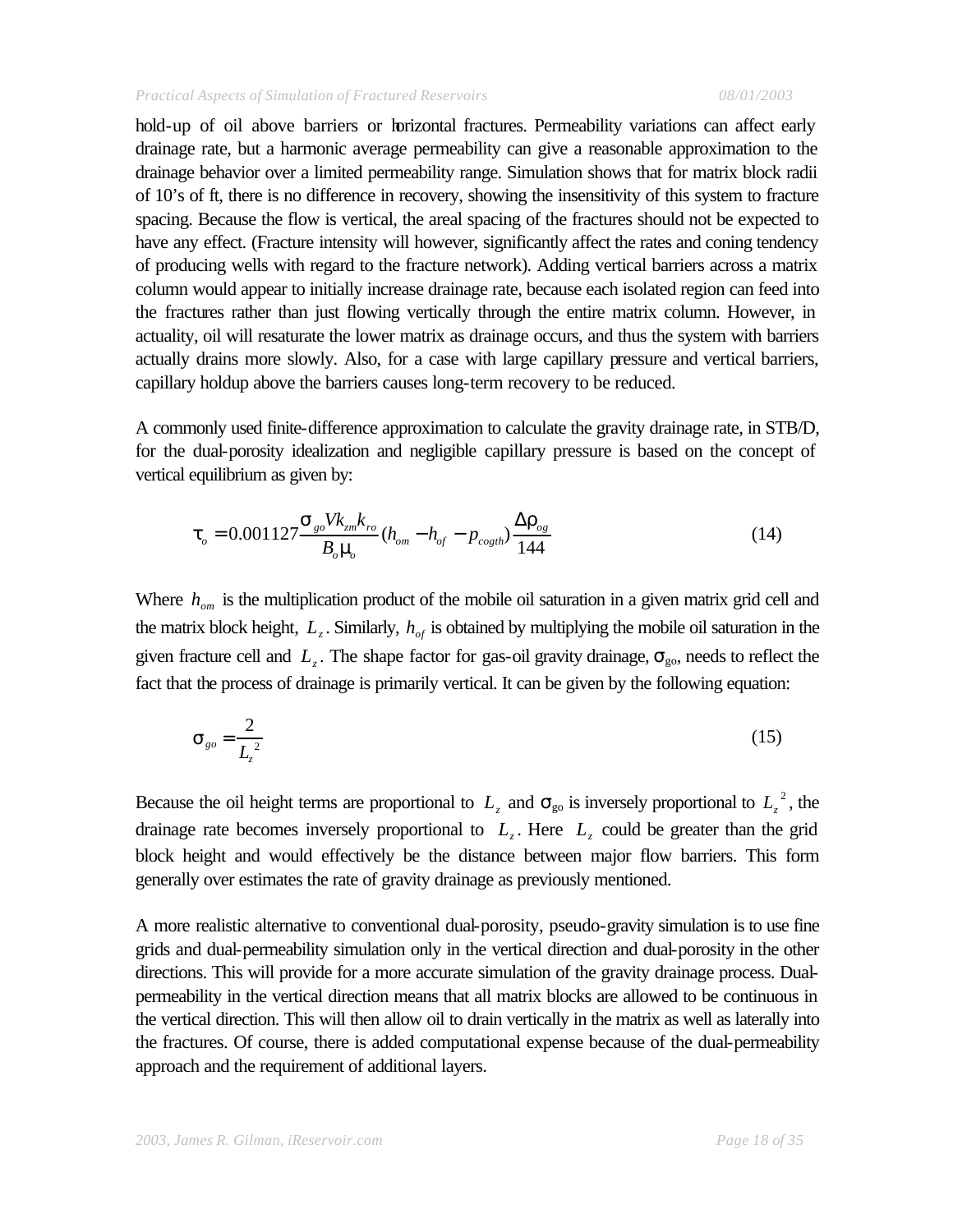hold-up of oil above barriers or horizontal fractures. Permeability variations can affect early drainage rate, but a harmonic average permeability can give a reasonable approximation to the drainage behavior over a limited permeability range. Simulation shows that for matrix block radii of 10's of ft, there is no difference in recovery, showing the insensitivity of this system to fracture spacing. Because the flow is vertical, the areal spacing of the fractures should not be expected to have any effect. (Fracture intensity will however, significantly affect the rates and coning tendency of producing wells with regard to the fracture network). Adding vertical barriers across a matrix column would appear to initially increase drainage rate, because each isolated region can feed into the fractures rather than just flowing vertically through the entire matrix column. However, in actuality, oil will resaturate the lower matrix as drainage occurs, and thus the system with barriers actually drains more slowly. Also, for a case with large capillary pressure and vertical barriers, capillary holdup above the barriers causes long-term recovery to be reduced.

A commonly used finite-difference approximation to calculate the gravity drainage rate, in STB/D, for the dual-porosity idealization and negligible capillary pressure is based on the concept of vertical equilibrium as given by:

$$\tau_o = 0.001127 \frac{\sigma_{go} V k_{zm} k_{ro}}{B_o \mu_o} (h_{om} - h_{of} - p_{cogth}) \frac{\Delta\rho_{og}}{144} \tag{14}$$

Where $h_{om}$ is the multiplication product of the mobile oil saturation in a given matrix grid cell and the matrix block height, $L_z$. Similarly, $h_{of}$ is obtained by multiplying the mobile oil saturation in the given fracture cell and $L_z$. The shape factor for gas-oil gravity drainage, $\sigma_{go}$, needs to reflect the fact that the process of drainage is primarily vertical. It can be given by the following equation:

$$\sigma_{go} = \frac{2}{L_z^{\,2}} \tag{15}$$

Because the oil height terms are proportional to $L_z$ and $\sigma_{go}$ is inversely proportional to $L_z^{\,2}$, the drainage rate becomes inversely proportional to $L_z$. Here $L_z$ could be greater than the grid block height and would effectively be the distance between major flow barriers. This form generally over estimates the rate of gravity drainage as previously mentioned.

A more realistic alternative to conventional dual-porosity, pseudo-gravity simulation is to use fine grids and dual-permeability simulation only in the vertical direction and dual-porosity in the other directions. This will provide for a more accurate simulation of the gravity drainage process. Dual-permeability in the vertical direction means that all matrix blocks are allowed to be continuous in the vertical direction. This will then allow oil to drain vertically in the matrix as well as laterally into the fractures. Of course, there is added computational expense because of the dual-permeability approach and the requirement of additional layers.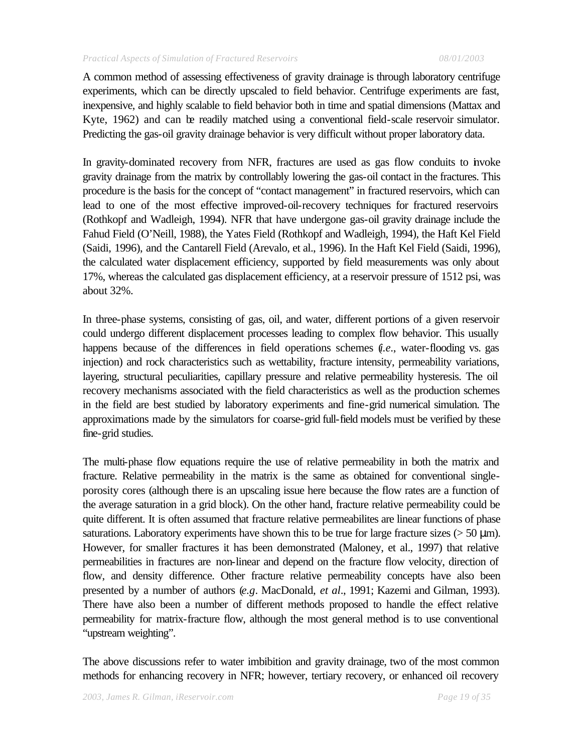A common method of assessing effectiveness of gravity drainage is through laboratory centrifuge experiments, which can be directly upscaled to field behavior. Centrifuge experiments are fast, inexpensive, and highly scalable to field behavior both in time and spatial dimensions (Mattax and Kyte, 1962) and can be readily matched using a conventional field-scale reservoir simulator. Predicting the gas-oil gravity drainage behavior is very difficult without proper laboratory data.

In gravity-dominated recovery from NFR, fractures are used as gas flow conduits to invoke gravity drainage from the matrix by controllably lowering the gas-oil contact in the fractures. This procedure is the basis for the concept of "contact management" in fractured reservoirs, which can lead to one of the most effective improved-oil-recovery techniques for fractured reservoirs (Rothkopf and Wadleigh, 1994). NFR that have undergone gas-oil gravity drainage include the Fahud Field (O'Neill, 1988), the Yates Field (Rothkopf and Wadleigh, 1994), the Haft Kel Field (Saidi, 1996), and the Cantarell Field (Arevalo, et al., 1996). In the Haft Kel Field (Saidi, 1996), the calculated water displacement efficiency, supported by field measurements was only about 17%, whereas the calculated gas displacement efficiency, at a reservoir pressure of 1512 psi, was about 32%.

In three-phase systems, consisting of gas, oil, and water, different portions of a given reservoir could undergo different displacement processes leading to complex flow behavior. This usually happens because of the differences in field operations schemes (*i.e.*, water-flooding vs. gas injection) and rock characteristics such as wettability, fracture intensity, permeability variations, layering, structural peculiarities, capillary pressure and relative permeability hysteresis. The oil recovery mechanisms associated with the field characteristics as well as the production schemes in the field are best studied by laboratory experiments and fine-grid numerical simulation. The approximations made by the simulators for coarse-grid full-field models must be verified by these fine-grid studies.

The multi-phase flow equations require the use of relative permeability in both the matrix and fracture. Relative permeability in the matrix is the same as obtained for conventional single-porosity cores (although there is an upscaling issue here because the flow rates are a function of the average saturation in a grid block). On the other hand, fracture relative permeability could be quite different. It is often assumed that fracture relative permeabilites are linear functions of phase saturations. Laboratory experiments have shown this to be true for large fracture sizes (> 50 μm). However, for smaller fractures it has been demonstrated (Maloney, et al., 1997) that relative permeabilities in fractures are non-linear and depend on the fracture flow velocity, direction of flow, and density difference. Other fracture relative permeability concepts have also been presented by a number of authors (*e.g*. MacDonald, *et al*., 1991; Kazemi and Gilman, 1993). There have also been a number of different methods proposed to handle the effect relative permeability for matrix-fracture flow, although the most general method is to use conventional "upstream weighting".

The above discussions refer to water imbibition and gravity drainage, two of the most common methods for enhancing recovery in NFR; however, tertiary recovery, or enhanced oil recovery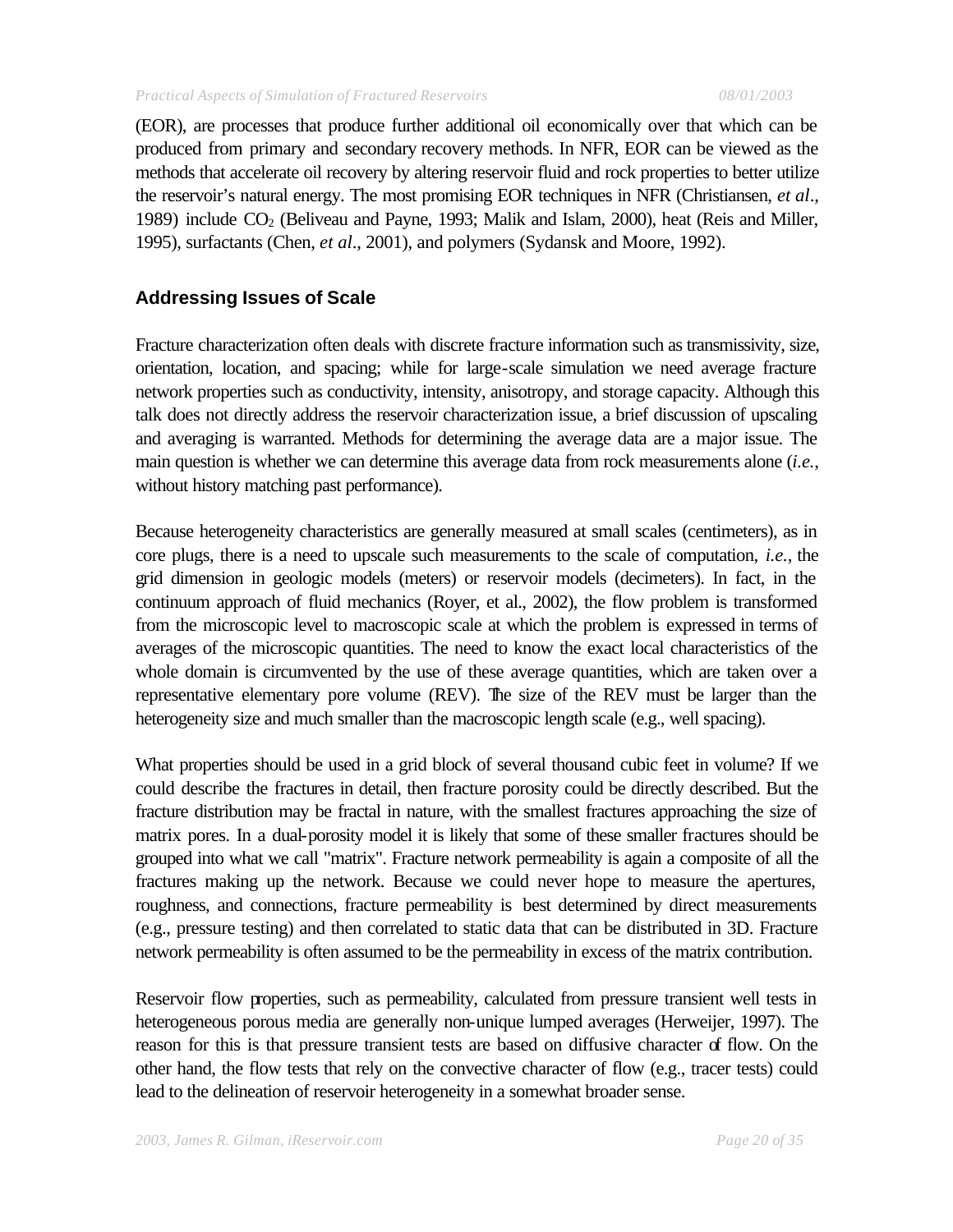(EOR), are processes that produce further additional oil economically over that which can be produced from primary and secondary recovery methods. In NFR, EOR can be viewed as the methods that accelerate oil recovery by altering reservoir fluid and rock properties to better utilize the reservoir's natural energy. The most promising EOR techniques in NFR (Christiansen, *et al*., 1989) include $CO_2$ (Beliveau and Payne, 1993; Malik and Islam, 2000), heat (Reis and Miller, 1995), surfactants (Chen, *et al*., 2001), and polymers (Sydansk and Moore, 1992).

## Addressing Issues of Scale

Fracture characterization often deals with discrete fracture information such as transmissivity, size, orientation, location, and spacing; while for large-scale simulation we need average fracture network properties such as conductivity, intensity, anisotropy, and storage capacity. Although this talk does not directly address the reservoir characterization issue, a brief discussion of upscaling and averaging is warranted. Methods for determining the average data are a major issue. The main question is whether we can determine this average data from rock measurements alone (*i.e.*, without history matching past performance).

Because heterogeneity characteristics are generally measured at small scales (centimeters), as in core plugs, there is a need to upscale such measurements to the scale of computation, *i.e.*, the grid dimension in geologic models (meters) or reservoir models (decimeters). In fact, in the continuum approach of fluid mechanics (Royer, et al., 2002), the flow problem is transformed from the microscopic level to macroscopic scale at which the problem is expressed in terms of averages of the microscopic quantities. The need to know the exact local characteristics of the whole domain is circumvented by the use of these average quantities, which are taken over a representative elementary pore volume (REV). The size of the REV must be larger than the heterogeneity size and much smaller than the macroscopic length scale (e.g., well spacing).

What properties should be used in a grid block of several thousand cubic feet in volume? If we could describe the fractures in detail, then fracture porosity could be directly described. But the fracture distribution may be fractal in nature, with the smallest fractures approaching the size of matrix pores. In a dual-porosity model it is likely that some of these smaller fractures should be grouped into what we call "matrix". Fracture network permeability is again a composite of all the fractures making up the network. Because we could never hope to measure the apertures, roughness, and connections, fracture permeability is best determined by direct measurements (e.g., pressure testing) and then correlated to static data that can be distributed in 3D. Fracture network permeability is often assumed to be the permeability in excess of the matrix contribution.

Reservoir flow properties, such as permeability, calculated from pressure transient well tests in heterogeneous porous media are generally non-unique lumped averages (Herweijer, 1997). The reason for this is that pressure transient tests are based on diffusive character of flow. On the other hand, the flow tests that rely on the convective character of flow (e.g., tracer tests) could lead to the delineation of reservoir heterogeneity in a somewhat broader sense.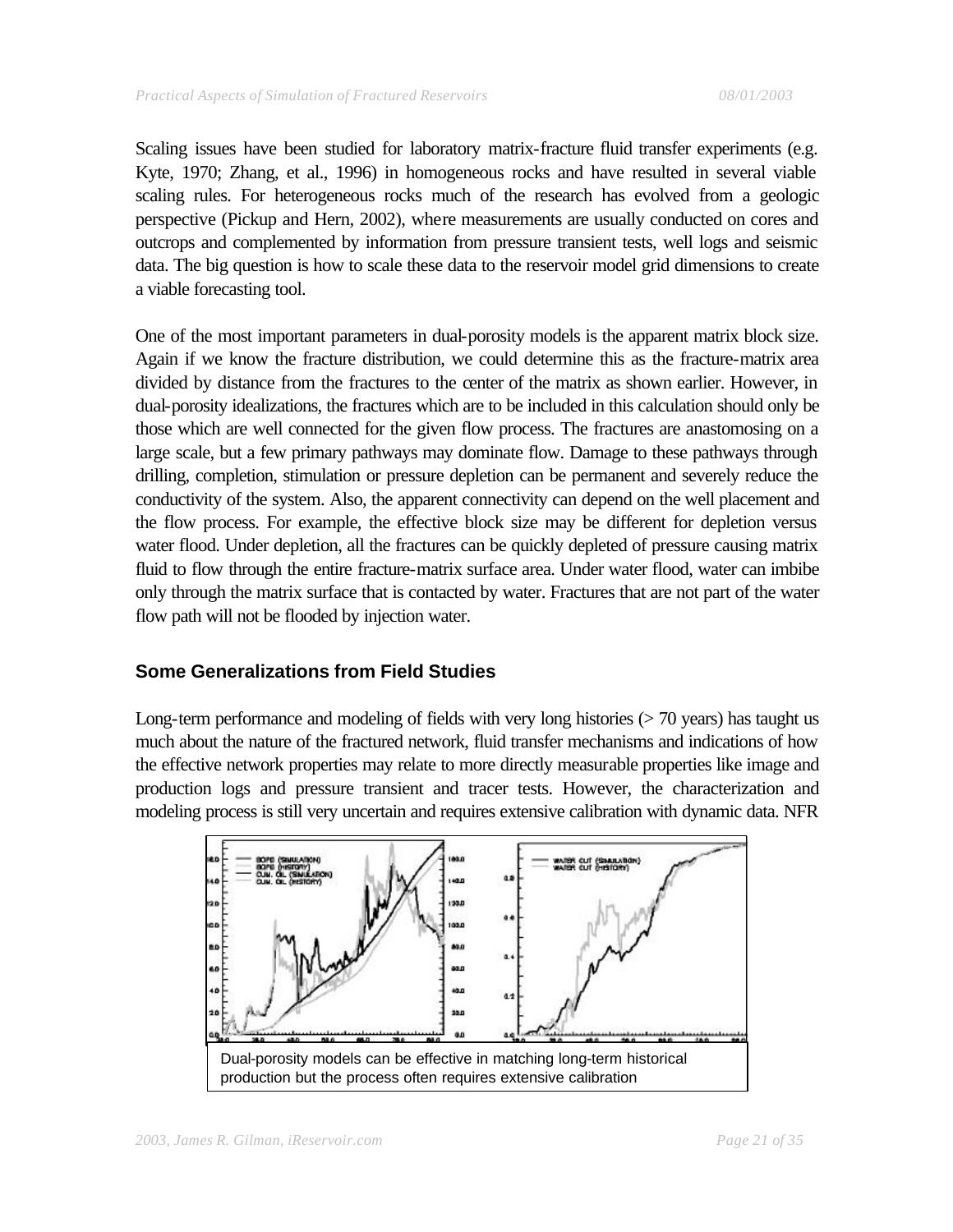Scaling issues have been studied for laboratory matrix-fracture fluid transfer experiments (e.g. Kyte, 1970; Zhang, et al., 1996) in homogeneous rocks and have resulted in several viable scaling rules. For heterogeneous rocks much of the research has evolved from a geologic perspective (Pickup and Hern, 2002), where measurements are usually conducted on cores and outcrops and complemented by information from pressure transient tests, well logs and seismic data. The big question is how to scale these data to the reservoir model grid dimensions to create a viable forecasting tool.

One of the most important parameters in dual-porosity models is the apparent matrix block size. Again if we know the fracture distribution, we could determine this as the fracture-matrix area divided by distance from the fractures to the center of the matrix as shown earlier. However, in dual-porosity idealizations, the fractures which are to be included in this calculation should only be those which are well connected for the given flow process. The fractures are anastomosing on a large scale, but a few primary pathways may dominate flow. Damage to these pathways through drilling, completion, stimulation or pressure depletion can be permanent and severely reduce the conductivity of the system. Also, the apparent connectivity can depend on the well placement and the flow process. For example, the effective block size may be different for depletion versus water flood. Under depletion, all the fractures can be quickly depleted of pressure causing matrix fluid to flow through the entire fracture-matrix surface area. Under water flood, water can imbibe only through the matrix surface that is contacted by water. Fractures that are not part of the water flow path will not be flooded by injection water.

## Some Generalizations from Field Studies

Long-term performance and modeling of fields with very long histories (> 70 years) has taught us much about the nature of the fractured network, fluid transfer mechanisms and indications of how the effective network properties may relate to more directly measurable properties like image and production logs and pressure transient and tracer tests. However, the characterization and modeling process is still very uncertain and requires extensive calibration with dynamic data. NFR

Dual-porosity models can be effective in matching long-term historical production but the process often requires extensive calibration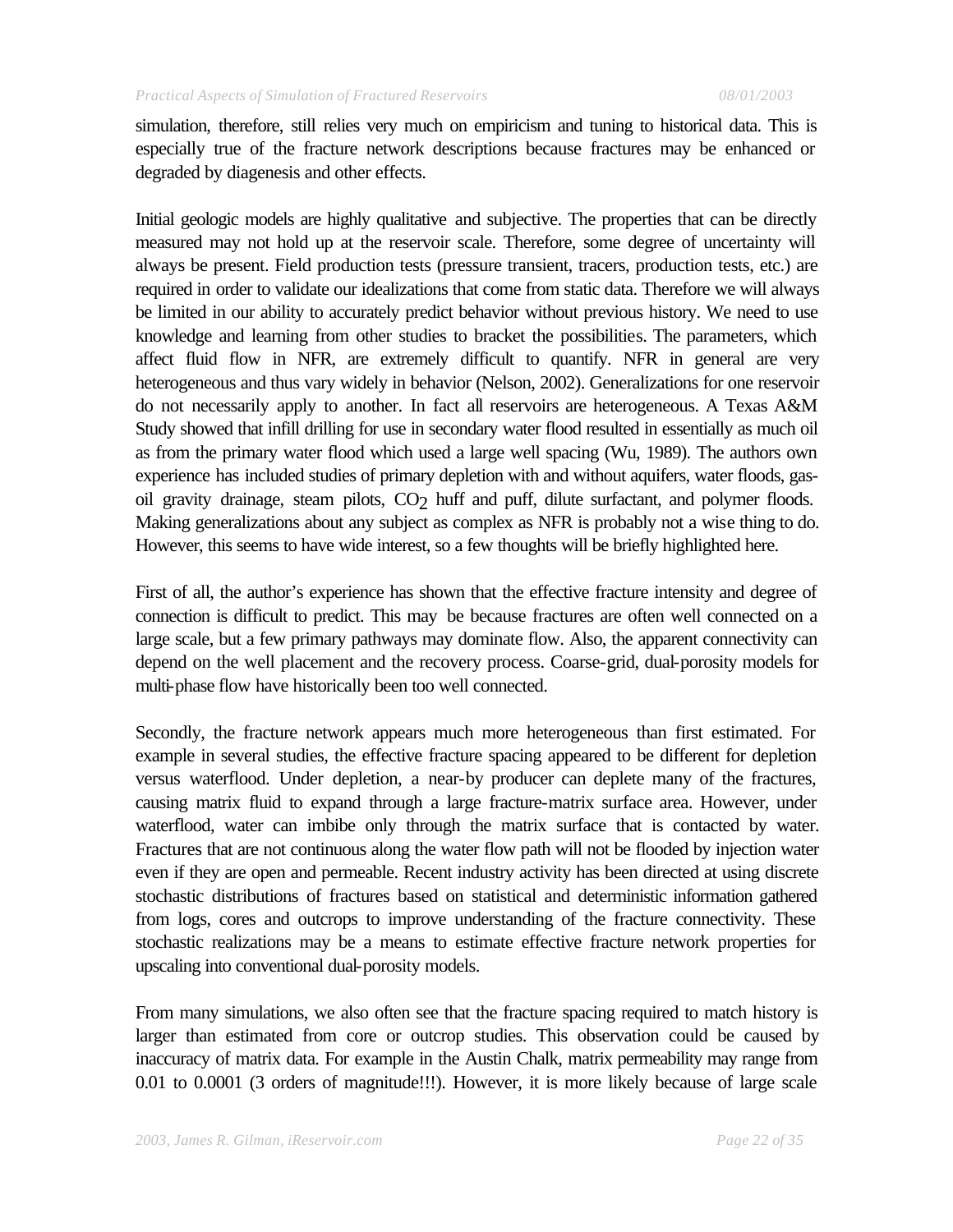simulation, therefore, still relies very much on empiricism and tuning to historical data. This is especially true of the fracture network descriptions because fractures may be enhanced or degraded by diagenesis and other effects.

Initial geologic models are highly qualitative and subjective. The properties that can be directly measured may not hold up at the reservoir scale. Therefore, some degree of uncertainty will always be present. Field production tests (pressure transient, tracers, production tests, etc.) are required in order to validate our idealizations that come from static data. Therefore we will always be limited in our ability to accurately predict behavior without previous history. We need to use knowledge and learning from other studies to bracket the possibilities. The parameters, which affect fluid flow in NFR, are extremely difficult to quantify. NFR in general are very heterogeneous and thus vary widely in behavior (Nelson, 2002). Generalizations for one reservoir do not necessarily apply to another. In fact all reservoirs are heterogeneous. A Texas A&M Study showed that infill drilling for use in secondary water flood resulted in essentially as much oil as from the primary water flood which used a large well spacing (Wu, 1989). The authors own experience has included studies of primary depletion with and without aquifers, water floods, gas-oil gravity drainage, steam pilots, $CO_2$ huff and puff, dilute surfactant, and polymer floods. Making generalizations about any subject as complex as NFR is probably not a wise thing to do. However, this seems to have wide interest, so a few thoughts will be briefly highlighted here.

First of all, the author's experience has shown that the effective fracture intensity and degree of connection is difficult to predict. This may be because fractures are often well connected on a large scale, but a few primary pathways may dominate flow. Also, the apparent connectivity can depend on the well placement and the recovery process. Coarse-grid, dual-porosity models for multi-phase flow have historically been too well connected.

Secondly, the fracture network appears much more heterogeneous than first estimated. For example in several studies, the effective fracture spacing appeared to be different for depletion versus waterflood. Under depletion, a near-by producer can deplete many of the fractures, causing matrix fluid to expand through a large fracture-matrix surface area. However, under waterflood, water can imbibe only through the matrix surface that is contacted by water. Fractures that are not continuous along the water flow path will not be flooded by injection water even if they are open and permeable. Recent industry activity has been directed at using discrete stochastic distributions of fractures based on statistical and deterministic information gathered from logs, cores and outcrops to improve understanding of the fracture connectivity. These stochastic realizations may be a means to estimate effective fracture network properties for upscaling into conventional dual-porosity models.

From many simulations, we also often see that the fracture spacing required to match history is larger than estimated from core or outcrop studies. This observation could be caused by inaccuracy of matrix data. For example in the Austin Chalk, matrix permeability may range from 0.01 to 0.0001 (3 orders of magnitude!!!). However, it is more likely because of large scale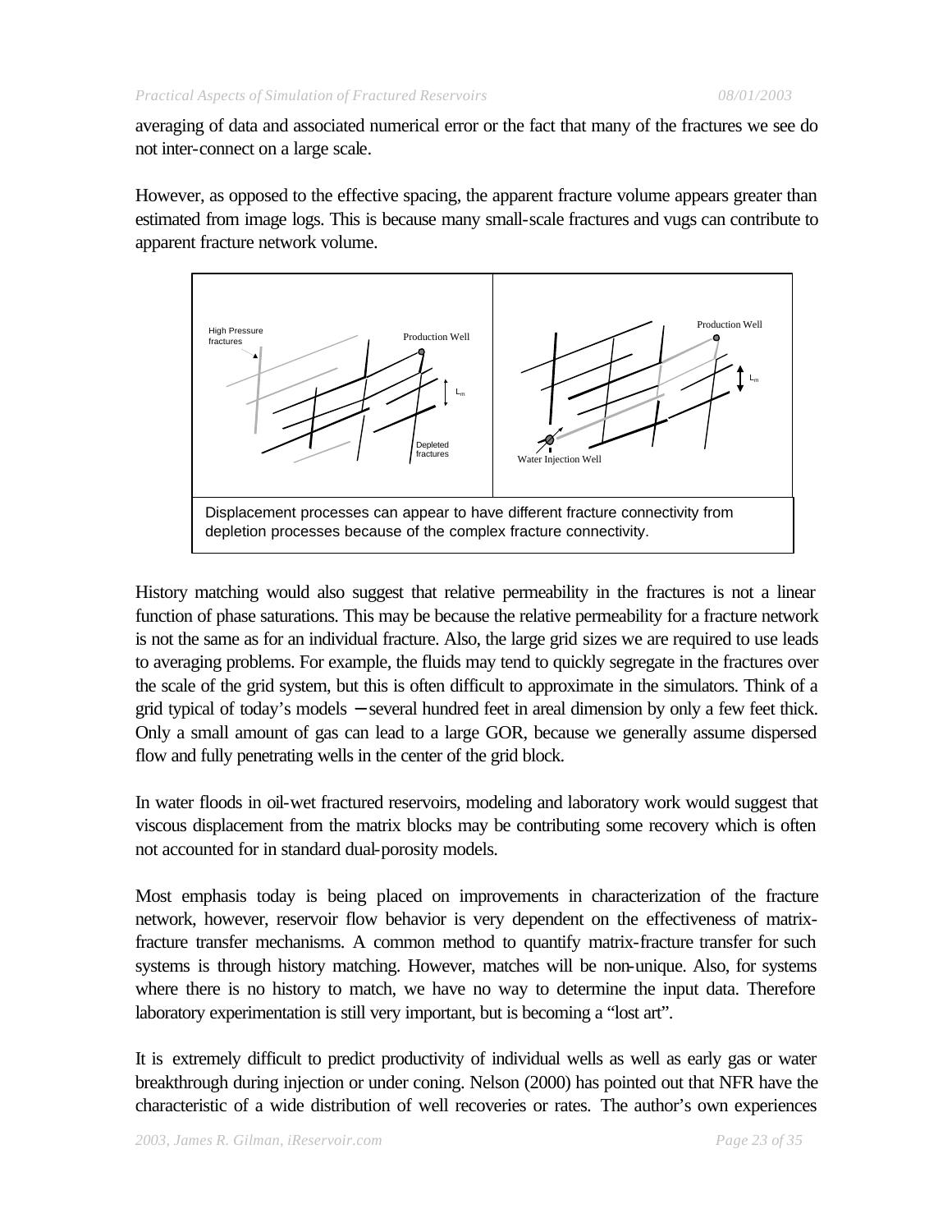averaging of data and associated numerical error or the fact that many of the fractures we see do not inter-connect on a large scale.

However, as opposed to the effective spacing, the apparent fracture volume appears greater than estimated from image logs. This is because many small-scale fractures and vugs can contribute to apparent fracture network volume.

Displacement processes can appear to have different fracture connectivity from depletion processes because of the complex fracture connectivity.

History matching would also suggest that relative permeability in the fractures is not a linear function of phase saturations. This may be because the relative permeability for a fracture network is not the same as for an individual fracture. Also, the large grid sizes we are required to use leads to averaging problems. For example, the fluids may tend to quickly segregate in the fractures over the scale of the grid system, but this is often difficult to approximate in the simulators. Think of a grid typical of today's models – several hundred feet in areal dimension by only a few feet thick. Only a small amount of gas can lead to a large GOR, because we generally assume dispersed flow and fully penetrating wells in the center of the grid block.

In water floods in oil-wet fractured reservoirs, modeling and laboratory work would suggest that viscous displacement from the matrix blocks may be contributing some recovery which is often not accounted for in standard dual-porosity models.

Most emphasis today is being placed on improvements in characterization of the fracture network, however, reservoir flow behavior is very dependent on the effectiveness of matrix-fracture transfer mechanisms. A common method to quantify matrix-fracture transfer for such systems is through history matching. However, matches will be non-unique. Also, for systems where there is no history to match, we have no way to determine the input data. Therefore laboratory experimentation is still very important, but is becoming a "lost art".

It is extremely difficult to predict productivity of individual wells as well as early gas or water breakthrough during injection or under coning. Nelson (2000) has pointed out that NFR have the characteristic of a wide distribution of well recoveries or rates. The author's own experiences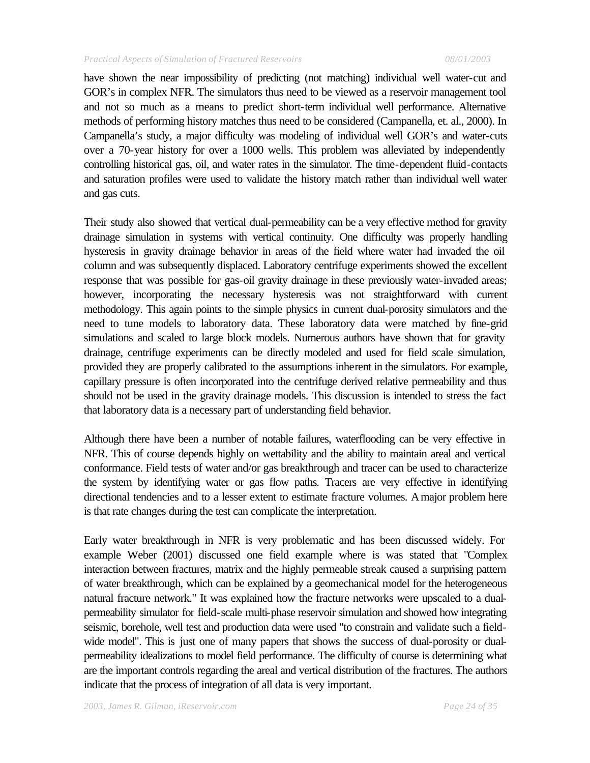have shown the near impossibility of predicting (not matching) individual well water-cut and GOR's in complex NFR. The simulators thus need to be viewed as a reservoir management tool and not so much as a means to predict short-term individual well performance. Alternative methods of performing history matches thus need to be considered (Campanella, et. al., 2000). In Campanella's study, a major difficulty was modeling of individual well GOR's and water-cuts over a 70-year history for over a 1000 wells. This problem was alleviated by independently controlling historical gas, oil, and water rates in the simulator. The time-dependent fluid-contacts and saturation profiles were used to validate the history match rather than individual well water and gas cuts.

Their study also showed that vertical dual-permeability can be a very effective method for gravity drainage simulation in systems with vertical continuity. One difficulty was properly handling hysteresis in gravity drainage behavior in areas of the field where water had invaded the oil column and was subsequently displaced. Laboratory centrifuge experiments showed the excellent response that was possible for gas-oil gravity drainage in these previously water-invaded areas; however, incorporating the necessary hysteresis was not straightforward with current methodology. This again points to the simple physics in current dual-porosity simulators and the need to tune models to laboratory data. These laboratory data were matched by fine-grid simulations and scaled to large block models. Numerous authors have shown that for gravity drainage, centrifuge experiments can be directly modeled and used for field scale simulation, provided they are properly calibrated to the assumptions inherent in the simulators. For example, capillary pressure is often incorporated into the centrifuge derived relative permeability and thus should not be used in the gravity drainage models. This discussion is intended to stress the fact that laboratory data is a necessary part of understanding field behavior.

Although there have been a number of notable failures, waterflooding can be very effective in NFR. This of course depends highly on wettability and the ability to maintain areal and vertical conformance. Field tests of water and/or gas breakthrough and tracer can be used to characterize the system by identifying water or gas flow paths. Tracers are very effective in identifying directional tendencies and to a lesser extent to estimate fracture volumes. A major problem here is that rate changes during the test can complicate the interpretation.

Early water breakthrough in NFR is very problematic and has been discussed widely. For example Weber (2001) discussed one field example where is was stated that "Complex interaction between fractures, matrix and the highly permeable streak caused a surprising pattern of water breakthrough, which can be explained by a geomechanical model for the heterogeneous natural fracture network." It was explained how the fracture networks were upscaled to a dual-permeability simulator for field-scale multi-phase reservoir simulation and showed how integrating seismic, borehole, well test and production data were used "to constrain and validate such a field-wide model". This is just one of many papers that shows the success of dual-porosity or dual-permeability idealizations to model field performance. The difficulty of course is determining what are the important controls regarding the areal and vertical distribution of the fractures. The authors indicate that the process of integration of all data is very important.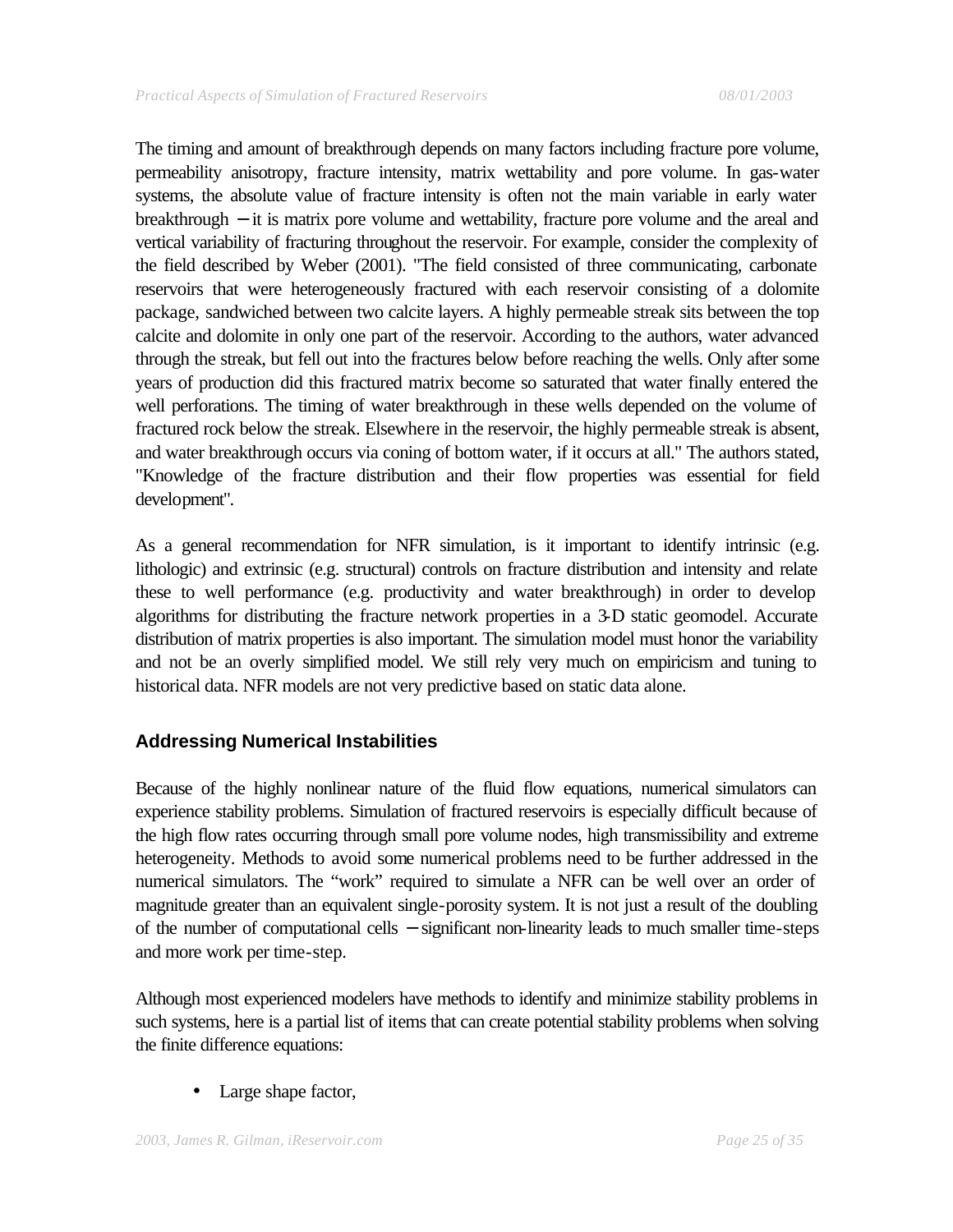The timing and amount of breakthrough depends on many factors including fracture pore volume, permeability anisotropy, fracture intensity, matrix wettability and pore volume. In gas-water systems, the absolute value of fracture intensity is often not the main variable in early water breakthrough – it is matrix pore volume and wettability, fracture pore volume and the areal and vertical variability of fracturing throughout the reservoir. For example, consider the complexity of the field described by Weber (2001). "The field consisted of three communicating, carbonate reservoirs that were heterogeneously fractured with each reservoir consisting of a dolomite package, sandwiched between two calcite layers. A highly permeable streak sits between the top calcite and dolomite in only one part of the reservoir. According to the authors, water advanced through the streak, but fell out into the fractures below before reaching the wells. Only after some years of production did this fractured matrix become so saturated that water finally entered the well perforations. The timing of water breakthrough in these wells depended on the volume of fractured rock below the streak. Elsewhere in the reservoir, the highly permeable streak is absent, and water breakthrough occurs via coning of bottom water, if it occurs at all." The authors stated, "Knowledge of the fracture distribution and their flow properties was essential for field development".

As a general recommendation for NFR simulation, is it important to identify intrinsic (e.g. lithologic) and extrinsic (e.g. structural) controls on fracture distribution and intensity and relate these to well performance (e.g. productivity and water breakthrough) in order to develop algorithms for distributing the fracture network properties in a 3-D static geomodel. Accurate distribution of matrix properties is also important. The simulation model must honor the variability and not be an overly simplified model. We still rely very much on empiricism and tuning to historical data. NFR models are not very predictive based on static data alone.

## Addressing Numerical Instabilities

Because of the highly nonlinear nature of the fluid flow equations, numerical simulators can experience stability problems. Simulation of fractured reservoirs is especially difficult because of the high flow rates occurring through small pore volume nodes, high transmissibility and extreme heterogeneity. Methods to avoid some numerical problems need to be further addressed in the numerical simulators. The "work" required to simulate a NFR can be well over an order of magnitude greater than an equivalent single-porosity system. It is not just a result of the doubling of the number of computational cells – significant non-linearity leads to much smaller time-steps and more work per time-step.

Although most experienced modelers have methods to identify and minimize stability problems in such systems, here is a partial list of items that can create potential stability problems when solving the finite difference equations:

- Large shape factor,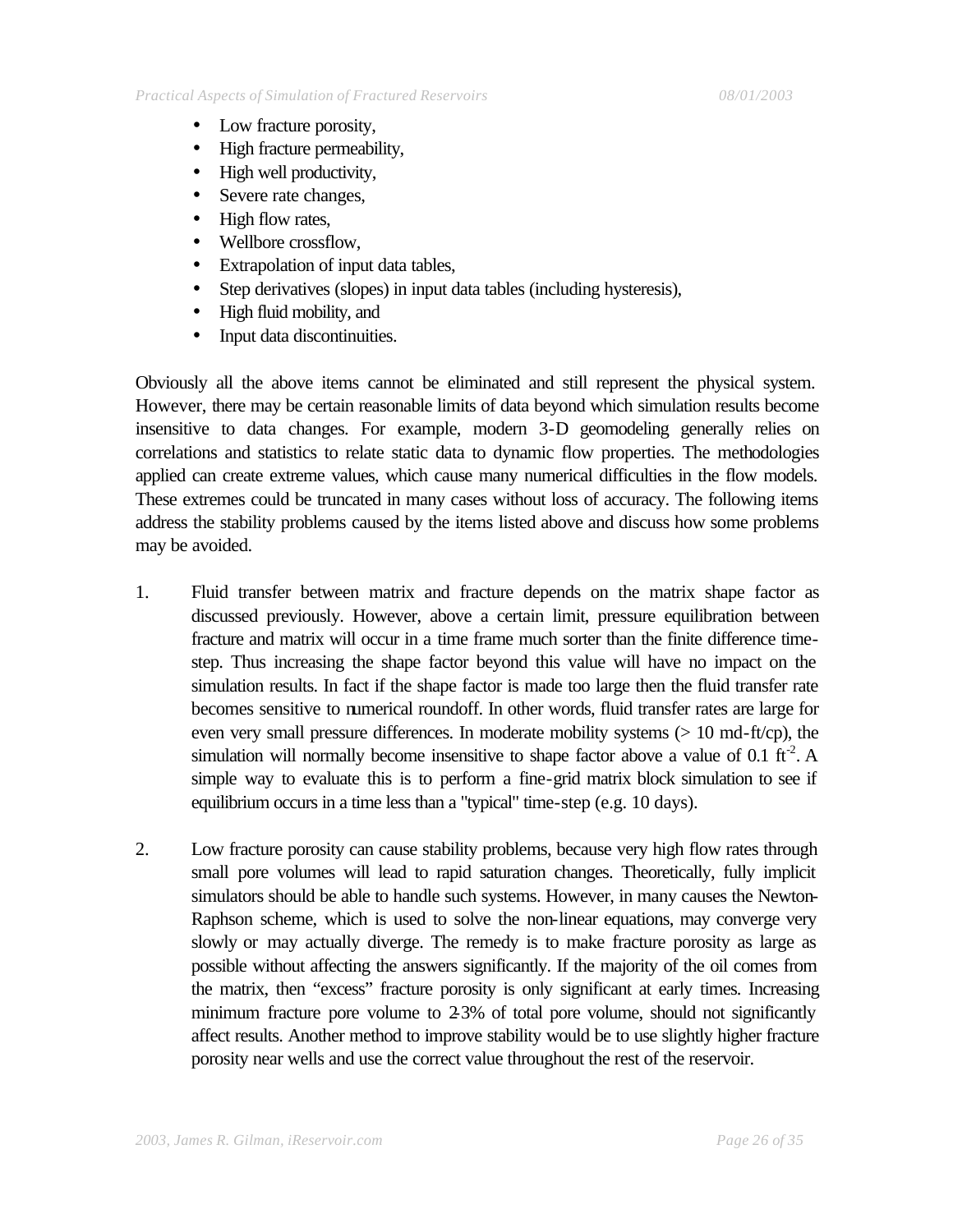- Low fracture porosity,
- High fracture permeability,
- High well productivity,
- Severe rate changes,
- High flow rates,
- Wellbore crossflow,
- Extrapolation of input data tables,
- Step derivatives (slopes) in input data tables (including hysteresis),
- High fluid mobility, and
- Input data discontinuities.

Obviously all the above items cannot be eliminated and still represent the physical system. However, there may be certain reasonable limits of data beyond which simulation results become insensitive to data changes. For example, modern 3-D geomodeling generally relies on correlations and statistics to relate static data to dynamic flow properties. The methodologies applied can create extreme values, which cause many numerical difficulties in the flow models. These extremes could be truncated in many cases without loss of accuracy. The following items address the stability problems caused by the items listed above and discuss how some problems may be avoided.

1. Fluid transfer between matrix and fracture depends on the matrix shape factor as discussed previously. However, above a certain limit, pressure equilibration between fracture and matrix will occur in a time frame much sorter than the finite difference time-step. Thus increasing the shape factor beyond this value will have no impact on the simulation results. In fact if the shape factor is made too large then the fluid transfer rate becomes sensitive to numerical roundoff. In other words, fluid transfer rates are large for even very small pressure differences. In moderate mobility systems (> 10 md-ft/cp), the simulation will normally become insensitive to shape factor above a value of 0.1 $ft^{-2}$. A simple way to evaluate this is to perform a fine-grid matrix block simulation to see if equilibrium occurs in a time less than a "typical" time-step (e.g. 10 days).

2. Low fracture porosity can cause stability problems, because very high flow rates through small pore volumes will lead to rapid saturation changes. Theoretically, fully implicit simulators should be able to handle such systems. However, in many causes the Newton-Raphson scheme, which is used to solve the non-linear equations, may converge very slowly or may actually diverge. The remedy is to make fracture porosity as large as possible without affecting the answers significantly. If the majority of the oil comes from the matrix, then "excess" fracture porosity is only significant at early times. Increasing minimum fracture pore volume to 2-3% of total pore volume, should not significantly affect results. Another method to improve stability would be to use slightly higher fracture porosity near wells and use the correct value throughout the rest of the reservoir.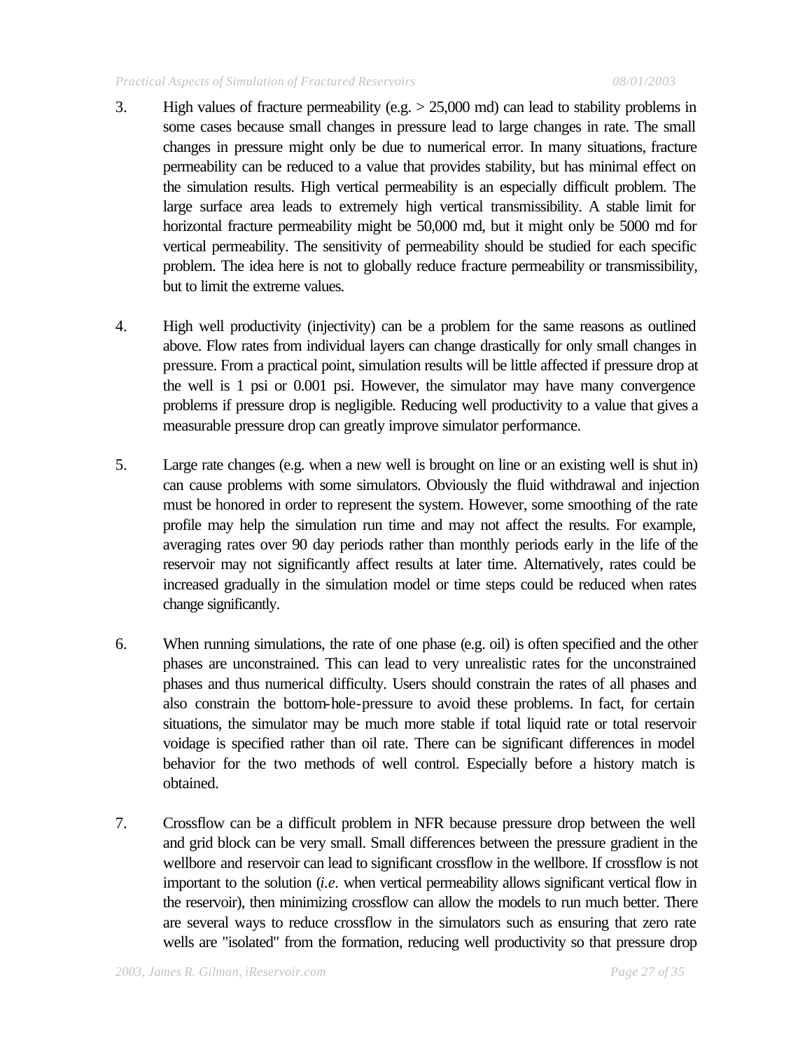3. High values of fracture permeability (e.g. > 25,000 md) can lead to stability problems in some cases because small changes in pressure lead to large changes in rate. The small changes in pressure might only be due to numerical error. In many situations, fracture permeability can be reduced to a value that provides stability, but has minimal effect on the simulation results. High vertical permeability is an especially difficult problem. The large surface area leads to extremely high vertical transmissibility. A stable limit for horizontal fracture permeability might be 50,000 md, but it might only be 5000 md for vertical permeability. The sensitivity of permeability should be studied for each specific problem. The idea here is not to globally reduce fracture permeability or transmissibility, but to limit the extreme values.

4. High well productivity (injectivity) can be a problem for the same reasons as outlined above. Flow rates from individual layers can change drastically for only small changes in pressure. From a practical point, simulation results will be little affected if pressure drop at the well is 1 psi or 0.001 psi. However, the simulator may have many convergence problems if pressure drop is negligible. Reducing well productivity to a value that gives a measurable pressure drop can greatly improve simulator performance.

5. Large rate changes (e.g. when a new well is brought on line or an existing well is shut in) can cause problems with some simulators. Obviously the fluid withdrawal and injection must be honored in order to represent the system. However, some smoothing of the rate profile may help the simulation run time and may not affect the results. For example, averaging rates over 90 day periods rather than monthly periods early in the life of the reservoir may not significantly affect results at later time. Alternatively, rates could be increased gradually in the simulation model or time steps could be reduced when rates change significantly.

6. When running simulations, the rate of one phase (e.g. oil) is often specified and the other phases are unconstrained. This can lead to very unrealistic rates for the unconstrained phases and thus numerical difficulty. Users should constrain the rates of all phases and also constrain the bottom-hole-pressure to avoid these problems. In fact, for certain situations, the simulator may be much more stable if total liquid rate or total reservoir voidage is specified rather than oil rate. There can be significant differences in model behavior for the two methods of well control. Especially before a history match is obtained.

7. Crossflow can be a difficult problem in NFR because pressure drop between the well and grid block can be very small. Small differences between the pressure gradient in the wellbore and reservoir can lead to significant crossflow in the wellbore. If crossflow is not important to the solution (*i.e.* when vertical permeability allows significant vertical flow in the reservoir), then minimizing crossflow can allow the models to run much better. There are several ways to reduce crossflow in the simulators such as ensuring that zero rate wells are "isolated" from the formation, reducing well productivity so that pressure drop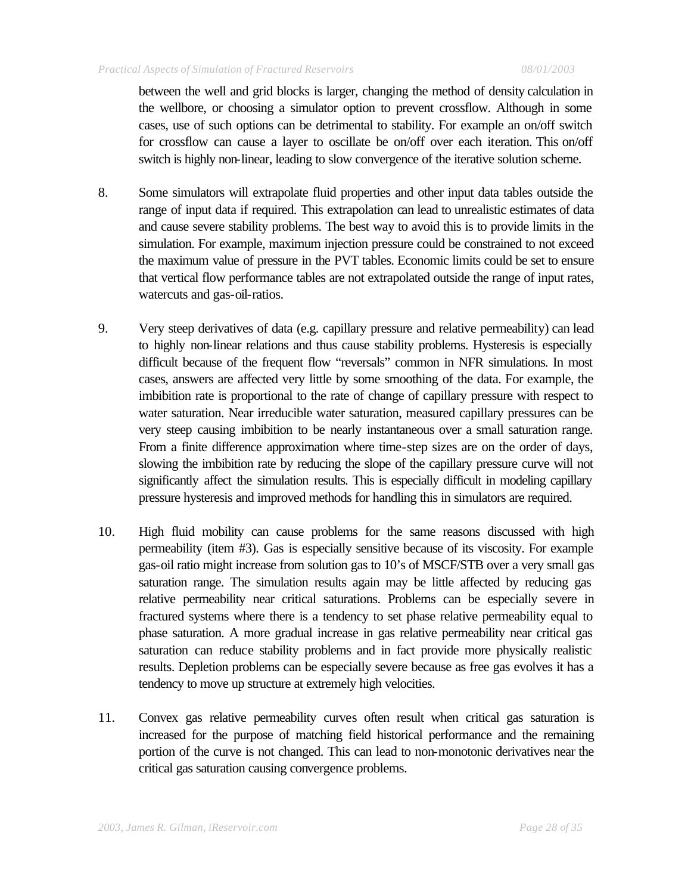between the well and grid blocks is larger, changing the method of density calculation in the wellbore, or choosing a simulator option to prevent crossflow. Although in some cases, use of such options can be detrimental to stability. For example an on/off switch for crossflow can cause a layer to oscillate be on/off over each iteration. This on/off switch is highly non-linear, leading to slow convergence of the iterative solution scheme.

8. Some simulators will extrapolate fluid properties and other input data tables outside the range of input data if required. This extrapolation can lead to unrealistic estimates of data and cause severe stability problems. The best way to avoid this is to provide limits in the simulation. For example, maximum injection pressure could be constrained to not exceed the maximum value of pressure in the PVT tables. Economic limits could be set to ensure that vertical flow performance tables are not extrapolated outside the range of input rates, watercuts and gas-oil-ratios.

9. Very steep derivatives of data (e.g. capillary pressure and relative permeability) can lead to highly non-linear relations and thus cause stability problems. Hysteresis is especially difficult because of the frequent flow "reversals" common in NFR simulations. In most cases, answers are affected very little by some smoothing of the data. For example, the imbibition rate is proportional to the rate of change of capillary pressure with respect to water saturation. Near irreducible water saturation, measured capillary pressures can be very steep causing imbibition to be nearly instantaneous over a small saturation range. From a finite difference approximation where time-step sizes are on the order of days, slowing the imbibition rate by reducing the slope of the capillary pressure curve will not significantly affect the simulation results. This is especially difficult in modeling capillary pressure hysteresis and improved methods for handling this in simulators are required.

10. High fluid mobility can cause problems for the same reasons discussed with high permeability (item #3). Gas is especially sensitive because of its viscosity. For example gas-oil ratio might increase from solution gas to 10's of MSCF/STB over a very small gas saturation range. The simulation results again may be little affected by reducing gas relative permeability near critical saturations. Problems can be especially severe in fractured systems where there is a tendency to set phase relative permeability equal to phase saturation. A more gradual increase in gas relative permeability near critical gas saturation can reduce stability problems and in fact provide more physically realistic results. Depletion problems can be especially severe because as free gas evolves it has a tendency to move up structure at extremely high velocities.

11. Convex gas relative permeability curves often result when critical gas saturation is increased for the purpose of matching field historical performance and the remaining portion of the curve is not changed. This can lead to non-monotonic derivatives near the critical gas saturation causing convergence problems.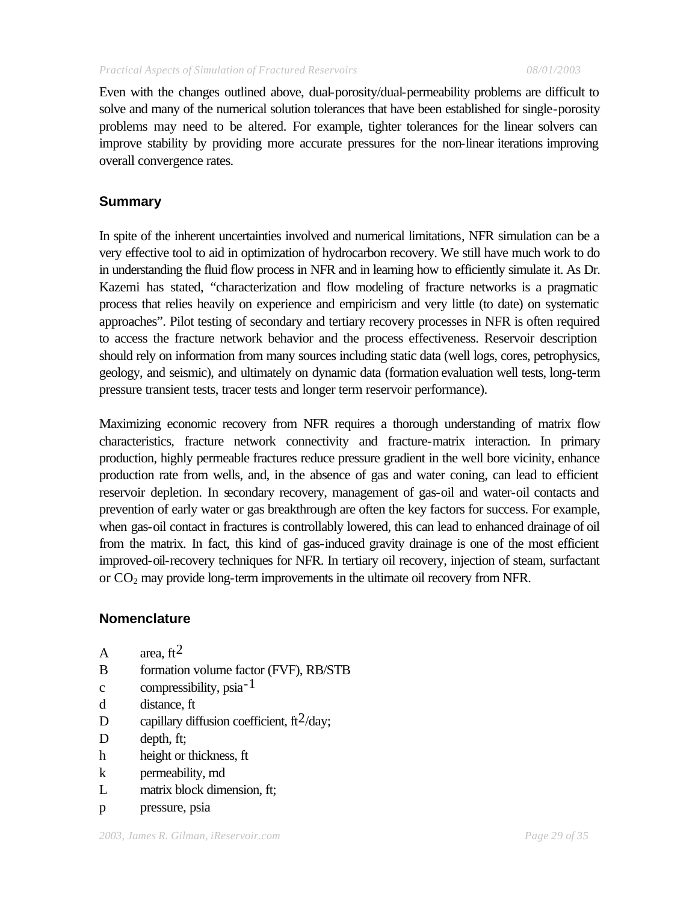Even with the changes outlined above, dual-porosity/dual-permeability problems are difficult to solve and many of the numerical solution tolerances that have been established for single-porosity problems may need to be altered. For example, tighter tolerances for the linear solvers can improve stability by providing more accurate pressures for the non-linear iterations improving overall convergence rates.

## Summary

In spite of the inherent uncertainties involved and numerical limitations, NFR simulation can be a very effective tool to aid in optimization of hydrocarbon recovery. We still have much work to do in understanding the fluid flow process in NFR and in learning how to efficiently simulate it. As Dr. Kazemi has stated, "characterization and flow modeling of fracture networks is a pragmatic process that relies heavily on experience and empiricism and very little (to date) on systematic approaches". Pilot testing of secondary and tertiary recovery processes in NFR is often required to access the fracture network behavior and the process effectiveness. Reservoir description should rely on information from many sources including static data (well logs, cores, petrophysics, geology, and seismic), and ultimately on dynamic data (formation evaluation well tests, long-term pressure transient tests, tracer tests and longer term reservoir performance).

Maximizing economic recovery from NFR requires a thorough understanding of matrix flow characteristics, fracture network connectivity and fracture-matrix interaction. In primary production, highly permeable fractures reduce pressure gradient in the well bore vicinity, enhance production rate from wells, and, in the absence of gas and water coning, can lead to efficient reservoir depletion. In secondary recovery, management of gas-oil and water-oil contacts and prevention of early water or gas breakthrough are often the key factors for success. For example, when gas-oil contact in fractures is controllably lowered, this can lead to enhanced drainage of oil from the matrix. In fact, this kind of gas-induced gravity drainage is one of the most efficient improved-oil-recovery techniques for NFR. In tertiary oil recovery, injection of steam, surfactant or $CO_2$ may provide long-term improvements in the ultimate oil recovery from NFR.

## Nomenclature

- A area, $ft^2$
- B formation volume factor (FVF), RB/STB
- c compressibility, $psia^{-1}$
- d distance, ft
- D capillary diffusion coefficient, $ft^2$/day;
- D depth, ft;
- h height or thickness, ft
- k permeability, md
- L matrix block dimension, ft;
- p pressure, psia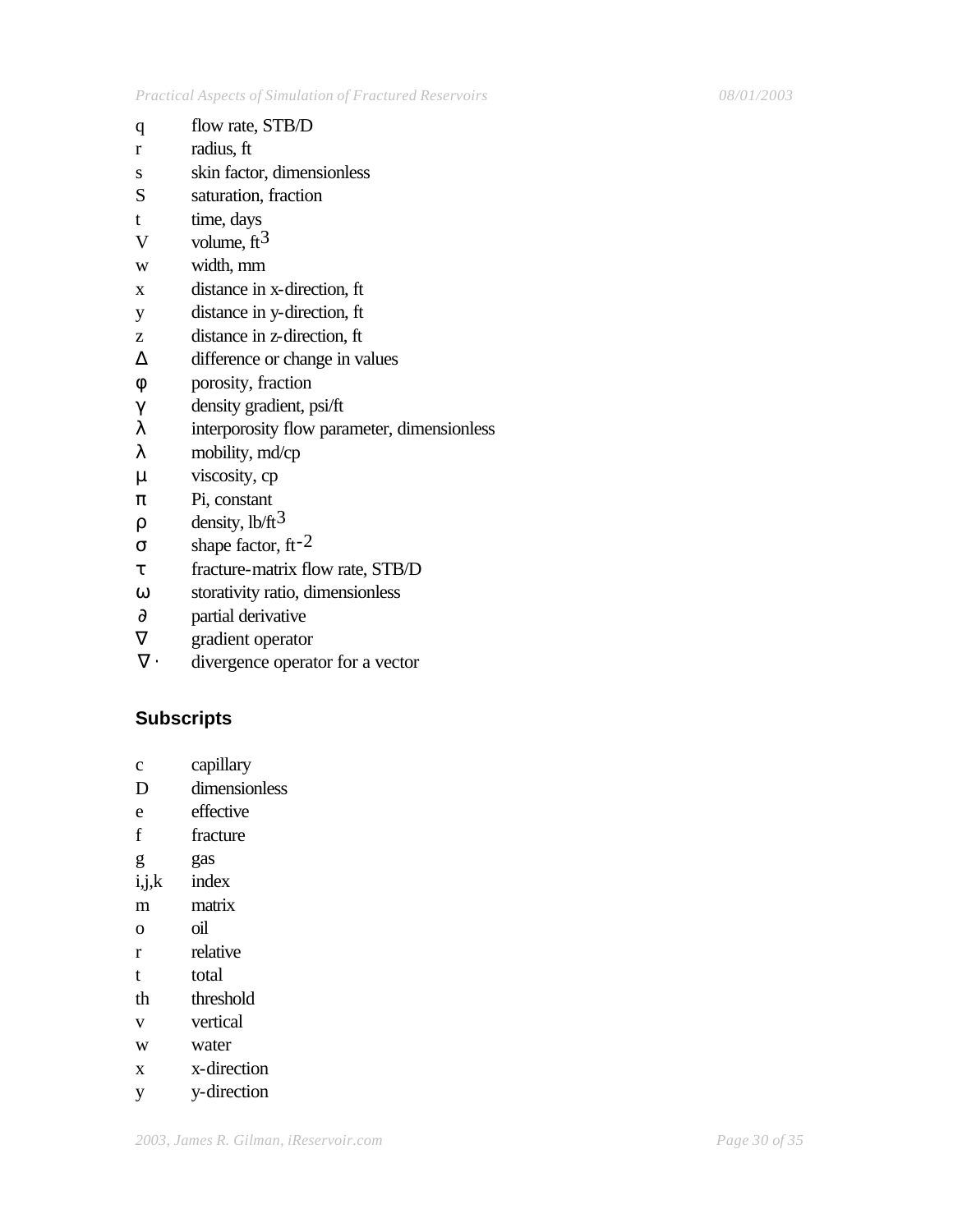q flow rate, STB/D
r radius, ft
s skin factor, dimensionless
S saturation, fraction
t time, days
V volume, $ft^3$
w width, mm
x distance in x-direction, ft
y distance in y-direction, ft
z distance in z-direction, ft
$\Delta$ difference or change in values
$\phi$ porosity, fraction
$\gamma$ density gradient, psi/ft
$\lambda$ interporosity flow parameter, dimensionless
$\lambda$ mobility, md/cp
$\mu$ viscosity, cp
$\pi$ Pi, constant
$\rho$ density, $lb/ft^3$
$\sigma$ shape factor, $ft^{-2}$
$\tau$ fracture-matrix flow rate, STB/D
$\omega$ storativity ratio, dimensionless
$\partial$ partial derivative
$\nabla$ gradient operator
$\nabla \cdot$ divergence operator for a vector

## Subscripts

c capillary
D dimensionless
e effective
f fracture
g gas
i,j,k index
m matrix
o oil
r relative
t total
th threshold
v vertical
w water
x x-direction
y y-direction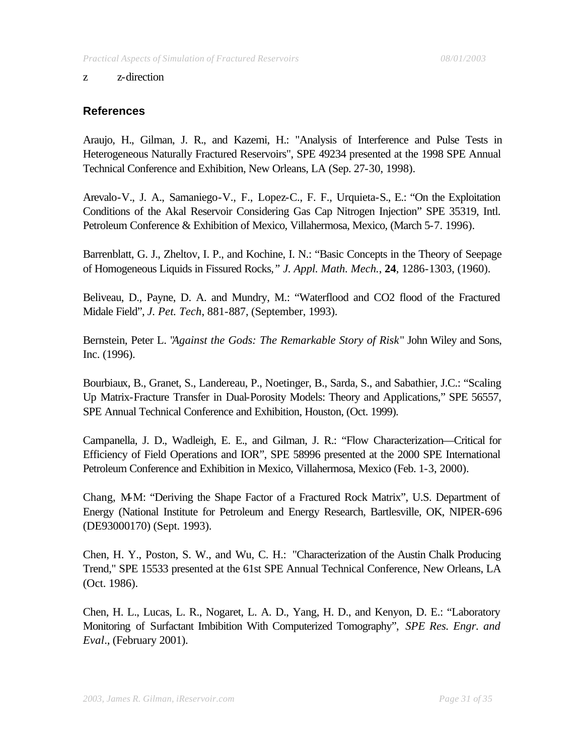z z-direction

## References

Araujo, H., Gilman, J. R., and Kazemi, H.: "Analysis of Interference and Pulse Tests in Heterogeneous Naturally Fractured Reservoirs", SPE 49234 presented at the 1998 SPE Annual Technical Conference and Exhibition, New Orleans, LA (Sep. 27-30, 1998).

Arevalo-V., J. A., Samaniego-V., F., Lopez-C., F. F., Urquieta-S., E.: "On the Exploitation Conditions of the Akal Reservoir Considering Gas Cap Nitrogen Injection" SPE 35319, Intl. Petroleum Conference & Exhibition of Mexico, Villahermosa, Mexico, (March 5-7. 1996).

Barrenblatt, G. J., Zheltov, I. P., and Kochine, I. N.: "Basic Concepts in the Theory of Seepage of Homogeneous Liquids in Fissured Rocks," *J. Appl. Math. Mech.*, **24**, 1286-1303, (1960).

Beliveau, D., Payne, D. A. and Mundry, M.: "Waterflood and CO2 flood of the Fractured Midale Field", *J. Pet. Tech*, 881-887, (September, 1993).

Bernstein, Peter L. "*Against the Gods: The Remarkable Story of Risk*" John Wiley and Sons, Inc. (1996).

Bourbiaux, B., Granet, S., Landereau, P., Noetinger, B., Sarda, S., and Sabathier, J.C.: "Scaling Up Matrix-Fracture Transfer in Dual-Porosity Models: Theory and Applications," SPE 56557, SPE Annual Technical Conference and Exhibition, Houston, (Oct. 1999).

Campanella, J. D., Wadleigh, E. E., and Gilman, J. R.: "Flow Characterization—Critical for Efficiency of Field Operations and IOR", SPE 58996 presented at the 2000 SPE International Petroleum Conference and Exhibition in Mexico, Villahermosa, Mexico (Feb. 1-3, 2000).

Chang, M-M: "Deriving the Shape Factor of a Fractured Rock Matrix", U.S. Department of Energy (National Institute for Petroleum and Energy Research, Bartlesville, OK, NIPER-696 (DE93000170) (Sept. 1993).

Chen, H. Y., Poston, S. W., and Wu, C. H.: "Characterization of the Austin Chalk Producing Trend," SPE 15533 presented at the 61st SPE Annual Technical Conference, New Orleans, LA (Oct. 1986).

Chen, H. L., Lucas, L. R., Nogaret, L. A. D., Yang, H. D., and Kenyon, D. E.: "Laboratory Monitoring of Surfactant Imbibition With Computerized Tomography", *SPE Res. Engr. and Eval*., (February 2001).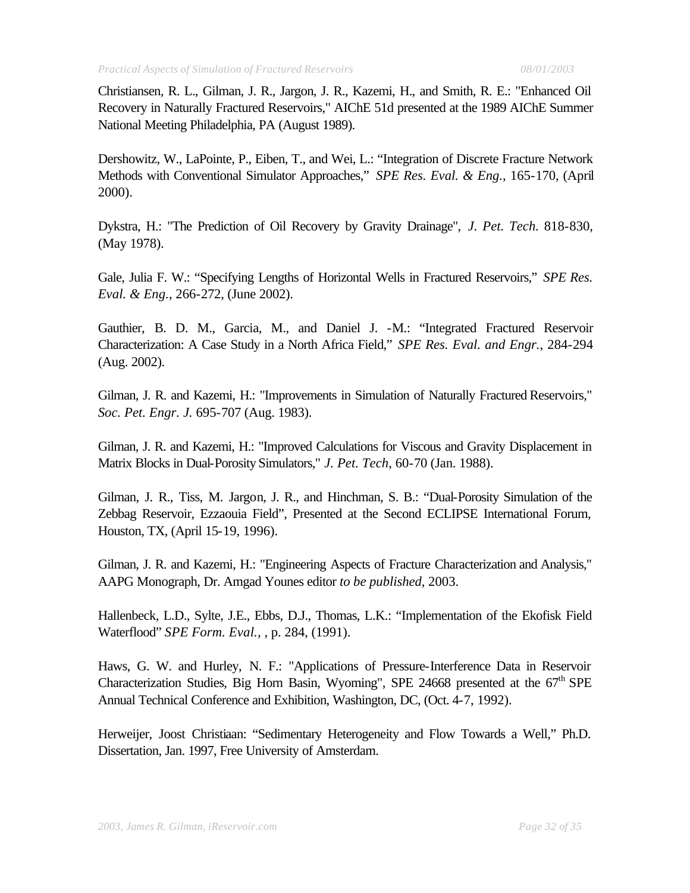Christiansen, R. L., Gilman, J. R., Jargon, J. R., Kazemi, H., and Smith, R. E.: "Enhanced Oil Recovery in Naturally Fractured Reservoirs," AIChE 51d presented at the 1989 AIChE Summer National Meeting Philadelphia, PA (August 1989).

Dershowitz, W., LaPointe, P., Eiben, T., and Wei, L.: "Integration of Discrete Fracture Network Methods with Conventional Simulator Approaches," *SPE Res. Eval. & Eng.*, 165-170, (April 2000).

Dykstra, H.: "The Prediction of Oil Recovery by Gravity Drainage", *J. Pet. Tech.* 818-830, (May 1978).

Gale, Julia F. W.: "Specifying Lengths of Horizontal Wells in Fractured Reservoirs," *SPE Res. Eval. & Eng.*, 266-272, (June 2002).

Gauthier, B. D. M., Garcia, M., and Daniel J. -M.: "Integrated Fractured Reservoir Characterization: A Case Study in a North Africa Field," *SPE Res. Eval. and Engr.*, 284-294 (Aug. 2002).

Gilman, J. R. and Kazemi, H.: "Improvements in Simulation of Naturally Fractured Reservoirs," *Soc. Pet. Engr. J.* 695-707 (Aug. 1983).

Gilman, J. R. and Kazemi, H.: "Improved Calculations for Viscous and Gravity Displacement in Matrix Blocks in Dual-Porosity Simulators," *J. Pet. Tech*, 60-70 (Jan. 1988).

Gilman, J. R., Tiss, M. Jargon, J. R., and Hinchman, S. B.: "Dual-Porosity Simulation of the Zebbag Reservoir, Ezzaouia Field", Presented at the Second ECLIPSE International Forum, Houston, TX, (April 15-19, 1996).

Gilman, J. R. and Kazemi, H.: "Engineering Aspects of Fracture Characterization and Analysis," AAPG Monograph, Dr. Amgad Younes editor *to be published*, 2003.

Hallenbeck, L.D., Sylte, J.E., Ebbs, D.J., Thomas, L.K.: "Implementation of the Ekofisk Field Waterflood" *SPE Form. Eval.*, , p. 284, (1991).

Haws, G. W. and Hurley, N. F.: "Applications of Pressure-Interference Data in Reservoir Characterization Studies, Big Horn Basin, Wyoming", SPE 24668 presented at the 67th SPE Annual Technical Conference and Exhibition, Washington, DC, (Oct. 4-7, 1992).

Herweijer, Joost Christiaan: "Sedimentary Heterogeneity and Flow Towards a Well," Ph.D. Dissertation, Jan. 1997, Free University of Amsterdam.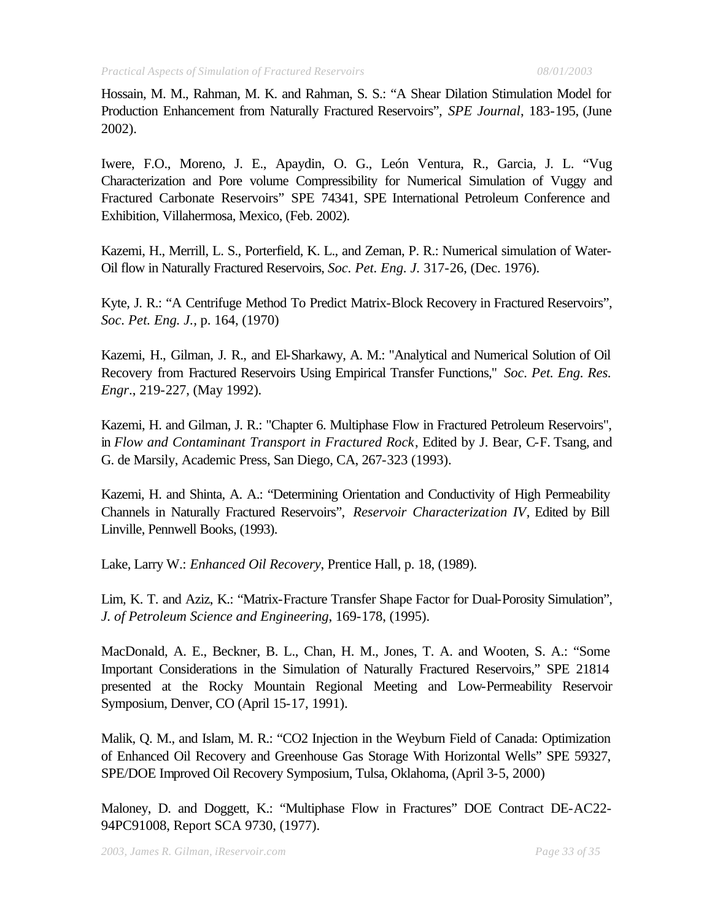Hossain, M. M., Rahman, M. K. and Rahman, S. S.: "A Shear Dilation Stimulation Model for Production Enhancement from Naturally Fractured Reservoirs", *SPE Journal*, 183-195, (June 2002).

Iwere, F.O., Moreno, J. E., Apaydin, O. G., León Ventura, R., Garcia, J. L. "Vug Characterization and Pore volume Compressibility for Numerical Simulation of Vuggy and Fractured Carbonate Reservoirs" SPE 74341, SPE International Petroleum Conference and Exhibition, Villahermosa, Mexico, (Feb. 2002).

Kazemi, H., Merrill, L. S., Porterfield, K. L., and Zeman, P. R.: Numerical simulation of Water-Oil flow in Naturally Fractured Reservoirs, *Soc. Pet. Eng. J.* 317-26, (Dec. 1976).

Kyte, J. R.: "A Centrifuge Method To Predict Matrix-Block Recovery in Fractured Reservoirs", *Soc. Pet. Eng. J.*, p. 164, (1970)

Kazemi, H., Gilman, J. R., and El-Sharkawy, A. M.: "Analytical and Numerical Solution of Oil Recovery from Fractured Reservoirs Using Empirical Transfer Functions," *Soc. Pet. Eng. Res. Engr.*, 219-227, (May 1992).

Kazemi, H. and Gilman, J. R.: "Chapter 6. Multiphase Flow in Fractured Petroleum Reservoirs", in *Flow and Contaminant Transport in Fractured Rock*, Edited by J. Bear, C-F. Tsang, and G. de Marsily, Academic Press, San Diego, CA, 267-323 (1993).

Kazemi, H. and Shinta, A. A.: "Determining Orientation and Conductivity of High Permeability Channels in Naturally Fractured Reservoirs", *Reservoir Characterization IV*, Edited by Bill Linville, Pennwell Books, (1993).

Lake, Larry W.: *Enhanced Oil Recovery*, Prentice Hall, p. 18, (1989).

Lim, K. T. and Aziz, K.: "Matrix-Fracture Transfer Shape Factor for Dual-Porosity Simulation", *J. of Petroleum Science and Engineering*, 169-178, (1995).

MacDonald, A. E., Beckner, B. L., Chan, H. M., Jones, T. A. and Wooten, S. A.: "Some Important Considerations in the Simulation of Naturally Fractured Reservoirs," SPE 21814 presented at the Rocky Mountain Regional Meeting and Low-Permeability Reservoir Symposium, Denver, CO (April 15-17, 1991).

Malik, Q. M., and Islam, M. R.: "CO2 Injection in the Weyburn Field of Canada: Optimization of Enhanced Oil Recovery and Greenhouse Gas Storage With Horizontal Wells" SPE 59327, SPE/DOE Improved Oil Recovery Symposium, Tulsa, Oklahoma, (April 3-5, 2000)

Maloney, D. and Doggett, K.: "Multiphase Flow in Fractures" DOE Contract DE-AC22-94PC91008, Report SCA 9730, (1977).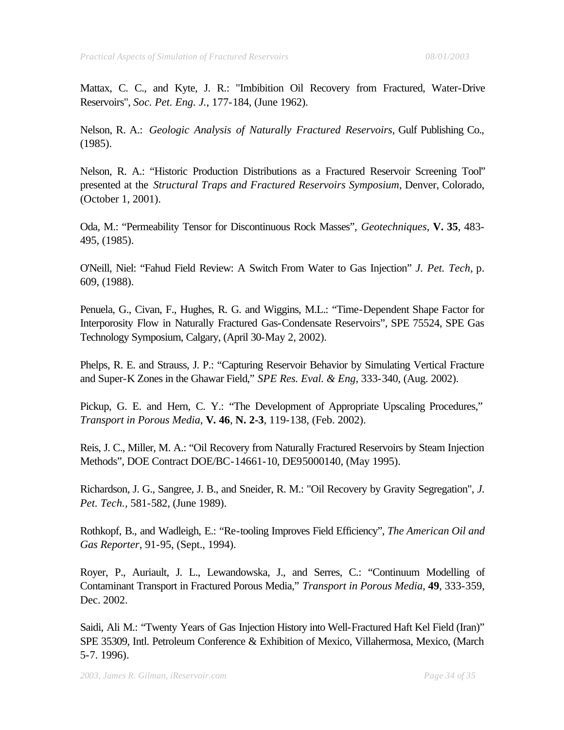Mattax, C. C., and Kyte, J. R.: "Imbibition Oil Recovery from Fractured, Water-Drive Reservoirs", *Soc. Pet. Eng. J.*, 177-184, (June 1962).

Nelson, R. A.: *Geologic Analysis of Naturally Fractured Reservoirs*, Gulf Publishing Co., (1985).

Nelson, R. A.: "Historic Production Distributions as a Fractured Reservoir Screening Tool" presented at the *Structural Traps and Fractured Reservoirs Symposium*, Denver, Colorado, (October 1, 2001).

Oda, M.: "Permeability Tensor for Discontinuous Rock Masses", *Geotechniques*, **V. 35**, 483-495, (1985).

O'Neill, Niel: "Fahud Field Review: A Switch From Water to Gas Injection" *J. Pet. Tech*, p. 609, (1988).

Penuela, G., Civan, F., Hughes, R. G. and Wiggins, M.L.: "Time-Dependent Shape Factor for Interporosity Flow in Naturally Fractured Gas-Condensate Reservoirs", SPE 75524, SPE Gas Technology Symposium, Calgary, (April 30-May 2, 2002).

Phelps, R. E. and Strauss, J. P.: "Capturing Reservoir Behavior by Simulating Vertical Fracture and Super-K Zones in the Ghawar Field," *SPE Res. Eval. & Eng*, 333-340, (Aug. 2002).

Pickup, G. E. and Hern, C. Y.: "The Development of Appropriate Upscaling Procedures," *Transport in Porous Media*, **V. 46**, **N. 2-3**, 119-138, (Feb. 2002).

Reis, J. C., Miller, M. A.: "Oil Recovery from Naturally Fractured Reservoirs by Steam Injection Methods", DOE Contract DOE/BC-14661-10, DE95000140, (May 1995).

Richardson, J. G., Sangree, J. B., and Sneider, R. M.: "Oil Recovery by Gravity Segregation", *J. Pet. Tech.*, 581-582, (June 1989).

Rothkopf, B., and Wadleigh, E.: "Re-tooling Improves Field Efficiency", *The American Oil and Gas Reporter*, 91-95, (Sept., 1994).

Royer, P., Auriault, J. L., Lewandowska, J., and Serres, C.: "Continuum Modelling of Contaminant Transport in Fractured Porous Media," *Transport in Porous Media*, **49**, 333-359, Dec. 2002.

Saidi, Ali M.: "Twenty Years of Gas Injection History into Well-Fractured Haft Kel Field (Iran)" SPE 35309, Intl. Petroleum Conference & Exhibition of Mexico, Villahermosa, Mexico, (March 5-7. 1996).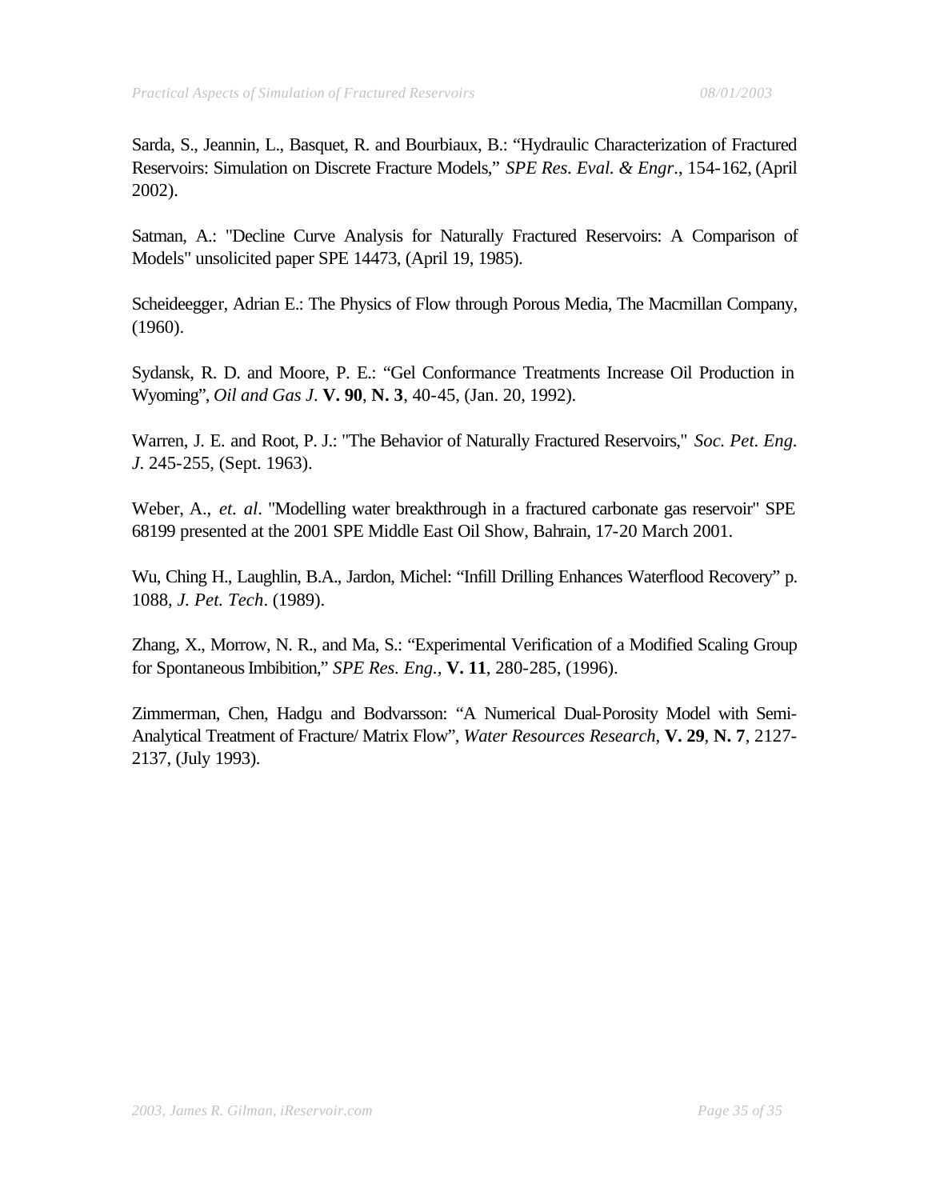Sarda, S., Jeannin, L., Basquet, R. and Bourbiaux, B.: "Hydraulic Characterization of Fractured Reservoirs: Simulation on Discrete Fracture Models," *SPE Res. Eval. & Engr.*, 154-162, (April 2002).

Satman, A.: "Decline Curve Analysis for Naturally Fractured Reservoirs: A Comparison of Models" unsolicited paper SPE 14473, (April 19, 1985).

Scheideegger, Adrian E.: The Physics of Flow through Porous Media, The Macmillan Company, (1960).

Sydansk, R. D. and Moore, P. E.: "Gel Conformance Treatments Increase Oil Production in Wyoming", *Oil and Gas J.* **V. 90**, **N. 3**, 40-45, (Jan. 20, 1992).

Warren, J. E. and Root, P. J.: "The Behavior of Naturally Fractured Reservoirs," *Soc. Pet. Eng. J.* 245-255, (Sept. 1963).

Weber, A., *et. al*. "Modelling water breakthrough in a fractured carbonate gas reservoir" SPE 68199 presented at the 2001 SPE Middle East Oil Show, Bahrain, 17-20 March 2001.

Wu, Ching H., Laughlin, B.A., Jardon, Michel: "Infill Drilling Enhances Waterflood Recovery" p. 1088, *J. Pet. Tech*. (1989).

Zhang, X., Morrow, N. R., and Ma, S.: "Experimental Verification of a Modified Scaling Group for Spontaneous Imbibition," *SPE Res. Eng.,* **V. 11**, 280-285, (1996).

Zimmerman, Chen, Hadgu and Bodvarsson: "A Numerical Dual-Porosity Model with Semi-Analytical Treatment of Fracture/ Matrix Flow", *Water Resources Research*, **V. 29**, **N. 7**, 2127-2137, (July 1993).